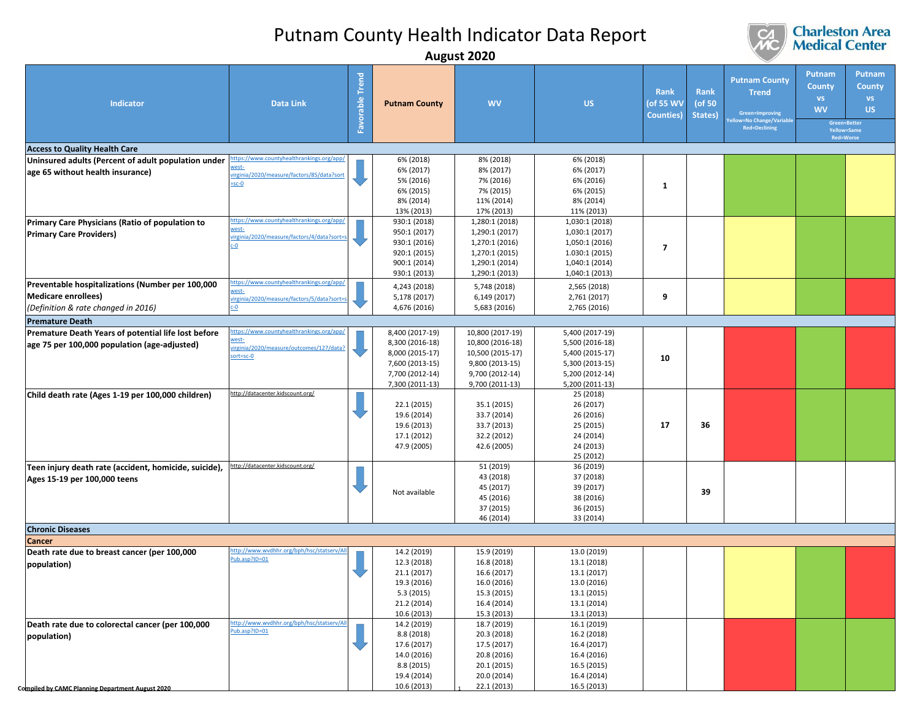# Putnam County Health Indicator Data Report

**August 2020**

| Indicator | Data Link | Favorable Trend | Putnam County | WV | US | Rank (of 55 WV Counties) | Rank (of 50 States) | Putnam County Trend (Green=Improving, Yellow=No Change/Variable, Red=Declining) | Putnam County vs WV (Green=Better, Yellow=Same, Red=Worse) | Putnam County vs US |
|---|---|---|---|---|---|---|---|---|---|---|
| **Access to Quality Health Care** | | | | | | | | | | |
| **Uninsured adults (Percent of adult population under age 65 without health insurance)** | https://www.countyhealthrankings.org/app/west-virginia/2020/measure/factors/85/data?sort=sc-0 | ↓ | 6% (2018)<br>6% (2017)<br>5% (2016)<br>6% (2015)<br>8% (2014)<br>13% (2013) | 8% (2018)<br>8% (2017)<br>7% (2016)<br>7% (2015)<br>11% (2014)<br>17% (2013) | 6% (2018)<br>6% (2017)<br>6% (2016)<br>6% (2015)<br>8% (2014)<br>11% (2013) | 1 | | Green | Green | Yellow |
| **Primary Care Physicians (Ratio of population to Primary Care Providers)** | https://www.countyhealthrankings.org/app/west-virginia/2020/measure/factors/4/data?sort=sc-0 | ↓ | 930:1 (2018)<br>950:1 (2017)<br>930:1 (2016)<br>920:1 (2015)<br>900:1 (2014)<br>930:1 (2013) | 1,280:1 (2018)<br>1,290:1 (2017)<br>1,270:1 (2016)<br>1,270:1 (2015)<br>1,290:1 (2014)<br>1,290:1 (2013) | 1,030:1 (2018)<br>1,030:1 (2017)<br>1,050:1 (2016)<br>1.030:1 (2015)<br>1,040:1 (2014)<br>1,040:1 (2013) | 7 | | Yellow | Green | Green |
| **Preventable hospitalizations (Number per 100,000 Medicare enrollees)** *(Definition & rate changed in 2016)* | https://www.countyhealthrankings.org/app/west-virginia/2020/measure/factors/5/data?sort=sc-0 | ↓ | 4,243 (2018)<br>5,178 (2017)<br>4,676 (2016) | 5,748 (2018)<br>6,149 (2017)<br>5,683 (2016) | 2,565 (2018)<br>2,761 (2017)<br>2,765 (2016) | 9 | | Yellow | Green | Red |
| **Premature Death** | | | | | | | | | | |
| **Premature Death Years of potential life lost before age 75 per 100,000 population (age-adjusted)** | https://www.countyhealthrankings.org/app/west-virginia/2020/measure/outcomes/127/data?sort=sc-0 | ↓ | 8,400 (2017-19)<br>8,300 (2016-18)<br>8,000 (2015-17)<br>7,600 (2013-15)<br>7,700 (2012-14)<br>7,300 (2011-13) | 10,800 (2017-19)<br>10,800 (2016-18)<br>10,500 (2015-17)<br>9,800 (2013-15)<br>9,700 (2012-14)<br>9,700 (2011-13) | 5,400 (2017-19)<br>5,500 (2016-18)<br>5,400 (2015-17)<br>5,300 (2013-15)<br>5,200 (2012-14)<br>5,200 (2011-13) | 10 | | Red | Green | Red |
| **Child death rate (Ages 1-19 per 100,000 children)** | http://datacenter.kidscount.org/ | ↓ | 22.1 (2015)<br>19.6 (2014)<br>19.6 (2013)<br>17.1 (2012)<br>47.9 (2005) | 35.1 (2015)<br>33.7 (2014)<br>33.7 (2013)<br>32.2 (2012)<br>42.6 (2005) | 25 (2018)<br>26 (2017)<br>26 (2016)<br>25 (2015)<br>24 (2014)<br>24 (2013)<br>25 (2012) | 17 | 36 | Red | Green | Green |
| **Teen injury death rate (accident, homicide, suicide), Ages 15-19 per 100,000 teens** | http://datacenter.kidscount.org/ | ↓ | Not available | 51 (2019)<br>43 (2018)<br>45 (2017)<br>45 (2016)<br>37 (2015)<br>46 (2014) | 36 (2019)<br>37 (2018)<br>39 (2017)<br>38 (2016)<br>36 (2015)<br>33 (2014) | | 39 | | | |
| **Chronic Diseases** | | | | | | | | | | |
| **Cancer** | | | | | | | | | | |
| **Death rate due to breast cancer (per 100,000 population)** | http://www.wvdhhr.org/bph/hsc/statserv/AllPub.asp?ID=01 | ↓ | 14.2 (2019)<br>12.3 (2018)<br>21.1 (2017)<br>19.3 (2016)<br>5.3 (2015)<br>21.2 (2014)<br>10.6 (2013) | 15.9 (2019)<br>16.8 (2018)<br>16.6 (2017)<br>16.0 (2016)<br>15.3 (2015)<br>16.4 (2014)<br>15.3 (2013) | 13.0 (2019)<br>13.1 (2018)<br>13.1 (2017)<br>13.0 (2016)<br>13.1 (2015)<br>13.1 (2014)<br>13.1 (2013) | | | Yellow | Green | Red |
| **Death rate due to colorectal cancer (per 100,000 population)** | http://www.wvdhhr.org/bph/hsc/statserv/AllPub.asp?ID=01 | ↓ | 14.2 (2019)<br>8.8 (2018)<br>17.6 (2017)<br>14.0 (2016)<br>8.8 (2015)<br>19.4 (2014)<br>10.6 (2013) | 18.7 (2019)<br>20.3 (2018)<br>17.5 (2017)<br>20.8 (2016)<br>20.1 (2015)<br>20.0 (2014)<br>22.1 (2013) | 16.1 (2019)<br>16.2 (2018)<br>16.4 (2017)<br>16.4 (2016)<br>16.5 (2015)<br>16.4 (2014)<br>16.5 (2013) | | | Red | Green | Green |

Compiled by CAMC Planning Department August 2020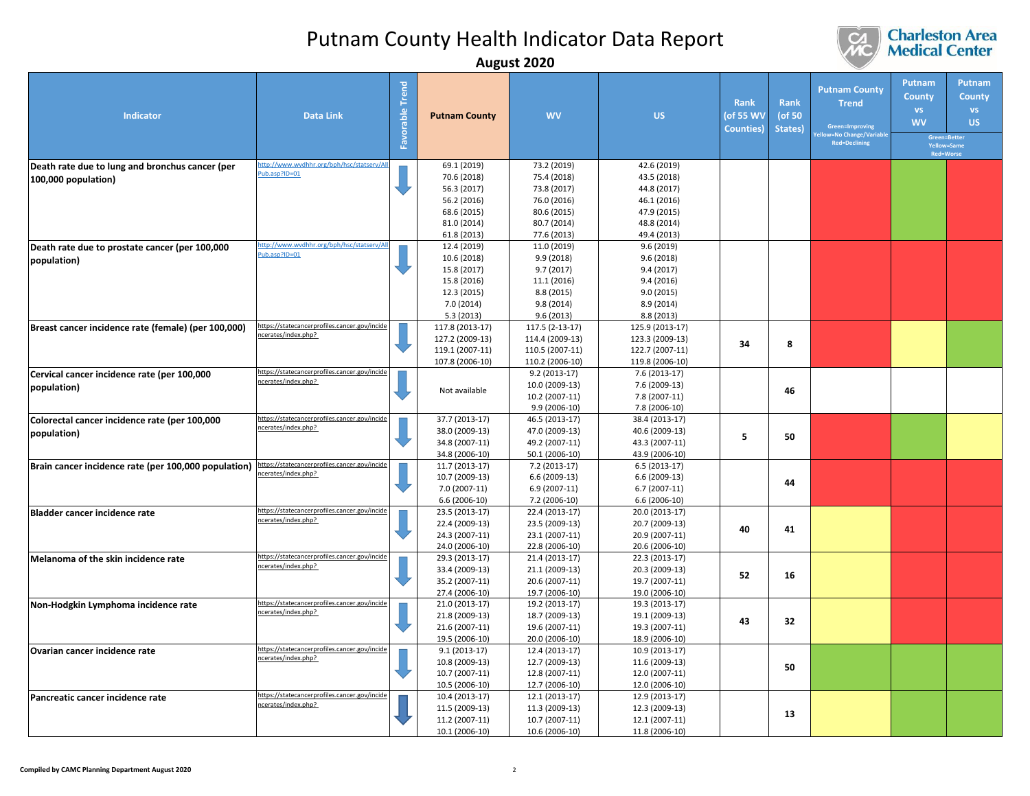# Putnam County Health Indicator Data Report

**August 2020**

| Indicator | Data Link | Favorable Trend | Putnam County | WV | US | Rank (of 55 WV Counties) | Rank (of 50 States) | Putnam County Trend (Green=Improving, Yellow=No Change/Variable, Red=Declining) | Putnam County vs WV (Green=Better, Yellow=Same, Red=Worse) | Putnam County vs US |
|---|---|---|---|---|---|---|---|---|---|---|
| **Death rate due to lung and bronchus cancer (per 100,000 population)** | http://www.wvdhhr.org/bph/hsc/statserv/AllPub.asp?ID=01 | ↓ | 69.1 (2019)<br>70.6 (2018)<br>56.3 (2017)<br>56.2 (2016)<br>68.6 (2015)<br>81.0 (2014)<br>61.8 (2013) | 73.2 (2019)<br>75.4 (2018)<br>73.8 (2017)<br>76.0 (2016)<br>80.6 (2015)<br>80.7 (2014)<br>77.6 (2013) | 42.6 (2019)<br>43.5 (2018)<br>44.8 (2017)<br>46.1 (2016)<br>47.9 (2015)<br>48.8 (2014)<br>49.4 (2013) | | | Red | Green | Red |
| **Death rate due to prostate cancer (per 100,000 population)** | http://www.wvdhhr.org/bph/hsc/statserv/AllPub.asp?ID=01 | ↓ | 12.4 (2019)<br>10.6 (2018)<br>15.8 (2017)<br>15.8 (2016)<br>12.3 (2015)<br>7.0 (2014)<br>5.3 (2013) | 11.0 (2019)<br>9.9 (2018)<br>9.7 (2017)<br>11.1 (2016)<br>8.8 (2015)<br>9.8 (2014)<br>9.6 (2013) | 9.6 (2019)<br>9.6 (2018)<br>9.4 (2017)<br>9.4 (2016)<br>9.0 (2015)<br>8.9 (2014)<br>8.8 (2013) | | | Red | Red | Red |
| **Breast cancer incidence rate (female) (per 100,000)** | https://statecancerprofiles.cancer.gov/incidencerates/index.php? | ↓ | 117.8 (2013-17)<br>127.2 (2009-13)<br>119.1 (2007-11)<br>107.8 (2006-10) | 117.5 (2-13-17)<br>114.4 (2009-13)<br>110.5 (2007-11)<br>110.2 (2006-10) | 125.9 (2013-17)<br>123.3 (2009-13)<br>122.7 (2007-11)<br>119.8 (2006-10) | 34 | 8 | Red | Yellow | Green |
| **Cervical cancer incidence rate (per 100,000 population)** | https://statecancerprofiles.cancer.gov/incidencerates/index.php? | ↓ | Not available | 9.2 (2013-17)<br>10.0 (2009-13)<br>10.2 (2007-11)<br>9.9 (2006-10) | 7.6 (2013-17)<br>7.6 (2009-13)<br>7.8 (2007-11)<br>7.8 (2006-10) | | 46 | | | |
| **Colorectal cancer incidence rate (per 100,000 population)** | https://statecancerprofiles.cancer.gov/incidencerates/index.php? | ↓ | 37.7 (2013-17)<br>38.0 (2009-13)<br>34.8 (2007-11)<br>34.8 (2006-10) | 46.5 (2013-17)<br>47.0 (2009-13)<br>49.2 (2007-11)<br>50.1 (2006-10) | 38.4 (2013-17)<br>40.6 (2009-13)<br>43.3 (2007-11)<br>43.9 (2006-10) | 5 | 50 | Red | Green | Yellow |
| **Brain cancer incidence rate (per 100,000 population)** | https://statecancerprofiles.cancer.gov/incidencerates/index.php? | ↓ | 11.7 (2013-17)<br>10.7 (2009-13)<br>7.0 (2007-11)<br>6.6 (2006-10) | 7.2 (2013-17)<br>6.6 (2009-13)<br>6.9 (2007-11)<br>7.2 (2006-10) | 6.5 (2013-17)<br>6.6 (2009-13)<br>6.7 (2007-11)<br>6.6 (2006-10) | | 44 | Red | Red | Red |
| **Bladder cancer incidence rate** | https://statecancerprofiles.cancer.gov/incidencerates/index.php? | ↓ | 23.5 (2013-17)<br>22.4 (2009-13)<br>24.3 (2007-11)<br>24.0 (2006-10) | 22.4 (2013-17)<br>23.5 (2009-13)<br>23.1 (2007-11)<br>22.8 (2006-10) | 20.0 (2013-17)<br>20.7 (2009-13)<br>20.9 (2007-11)<br>20.6 (2006-10) | 40 | 41 | Yellow | Red | Red |
| **Melanoma of the skin incidence rate** | https://statecancerprofiles.cancer.gov/incidencerates/index.php? | ↓ | 29.3 (2013-17)<br>33.4 (2009-13)<br>35.2 (2007-11)<br>27.4 (2006-10) | 21.4 (2013-17)<br>21.1 (2009-13)<br>20.6 (2007-11)<br>19.7 (2006-10) | 22.3 (2013-17)<br>20.3 (2009-13)<br>19.7 (2007-11)<br>19.0 (2006-10) | 52 | 16 | Yellow | Red | Red |
| **Non-Hodgkin Lymphoma incidence rate** | https://statecancerprofiles.cancer.gov/incidencerates/index.php? | ↓ | 21.0 (2013-17)<br>21.8 (2009-13)<br>21.6 (2007-11)<br>19.5 (2006-10) | 19.2 (2013-17)<br>18.7 (2009-13)<br>19.6 (2007-11)<br>20.0 (2006-10) | 19.3 (2013-17)<br>19.1 (2009-13)<br>19.3 (2007-11)<br>18.9 (2006-10) | 43 | 32 | Yellow | Red | Red |
| **Ovarian cancer incidence rate** | https://statecancerprofiles.cancer.gov/incidencerates/index.php? | ↓ | 9.1 (2013-17)<br>10.8 (2009-13)<br>10.7 (2007-11)<br>10.5 (2006-10) | 12.4 (2013-17)<br>12.7 (2009-13)<br>12.8 (2007-11)<br>12.7 (2006-10) | 10.9 (2013-17)<br>11.6 (2009-13)<br>12.0 (2007-11)<br>12.0 (2006-10) | | 50 | Green | Green | Green |
| **Pancreatic cancer incidence rate** | https://statecancerprofiles.cancer.gov/incidencerates/index.php? | ↓ | 10.4 (2013-17)<br>11.5 (2009-13)<br>11.2 (2007-11)<br>10.1 (2006-10) | 12.1 (2013-17)<br>11.3 (2009-13)<br>10.7 (2007-11)<br>10.6 (2006-10) | 12.9 (2013-17)<br>12.3 (2009-13)<br>12.1 (2007-11)<br>11.8 (2006-10) | | 13 | Yellow | Green | Green |

Compiled by CAMC Planning Department August 2020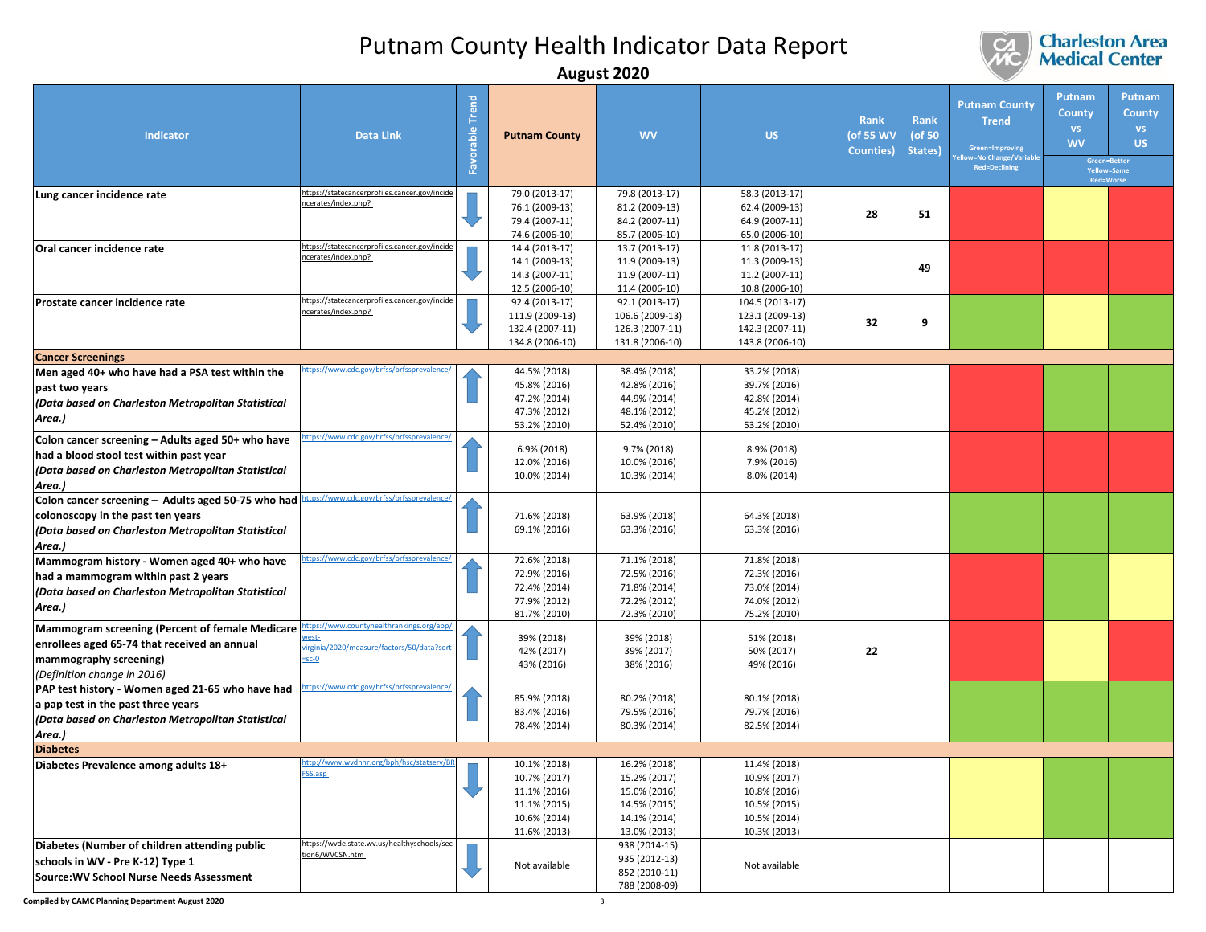# Putnam County Health Indicator Data Report

**August 2020**

| Indicator | Data Link | Favorable Trend | Putnam County | WV | US | Rank (of 55 WV Counties) | Rank (of 50 States) | Putnam County Trend (Green=Improving Yellow=No Change/Variable Red=Declining) | Putnam County vs WV (Green=Better Yellow=Same Red=Worse) | Putnam County vs US |
|---|---|---|---|---|---|---|---|---|---|---|
| **Lung cancer incidence rate** | https://statecancerprofiles.cancer.gov/incidencerates/index.php? | ↓ | 79.0 (2013-17)<br>76.1 (2009-13)<br>79.4 (2007-11)<br>74.6 (2006-10) | 79.8 (2013-17)<br>81.2 (2009-13)<br>84.2 (2007-11)<br>85.7 (2006-10) | 58.3 (2013-17)<br>62.4 (2009-13)<br>64.9 (2007-11)<br>65.0 (2006-10) | 28 | 51 | Red | Yellow | Red |
| **Oral cancer incidence rate** | https://statecancerprofiles.cancer.gov/incidencerates/index.php? | ↓ | 14.4 (2013-17)<br>14.1 (2009-13)<br>14.3 (2007-11)<br>12.5 (2006-10) | 13.7 (2013-17)<br>11.9 (2009-13)<br>11.9 (2007-11)<br>11.4 (2006-10) | 11.8 (2013-17)<br>11.3 (2009-13)<br>11.2 (2007-11)<br>10.8 (2006-10) | | 49 | Red | Red | Red |
| **Prostate cancer incidence rate** | https://statecancerprofiles.cancer.gov/incidencerates/index.php? | ↓ | 92.4 (2013-17)<br>111.9 (2009-13)<br>132.4 (2007-11)<br>134.8 (2006-10) | 92.1 (2013-17)<br>106.6 (2009-13)<br>126.3 (2007-11)<br>131.8 (2006-10) | 104.5 (2013-17)<br>123.1 (2009-13)<br>142.3 (2007-11)<br>143.8 (2006-10) | 32 | 9 | Green | Yellow | Green |
| **Cancer Screenings** | | | | | | | | | | |
| **Men aged 40+ who have had a PSA test within the past two years** ***(Data based on Charleston Metropolitan Statistical Area.)*** | https://www.cdc.gov/brfss/brfssprevalence/ | ↑ | 44.5% (2018)<br>45.8% (2016)<br>47.2% (2014)<br>47.3% (2012)<br>53.2% (2010) | 38.4% (2018)<br>42.8% (2016)<br>44.9% (2014)<br>48.1% (2012)<br>52.4% (2010) | 33.2% (2018)<br>39.7% (2016)<br>42.8% (2014)<br>45.2% (2012)<br>53.2% (2010) | | | Red | Green | Green |
| **Colon cancer screening – Adults aged 50+ who have had a blood stool test within past year** ***(Data based on Charleston Metropolitan Statistical Area.)*** | https://www.cdc.gov/brfss/brfssprevalence/ | ↑ | 6.9% (2018)<br>12.0% (2016)<br>10.0% (2014) | 9.7% (2018)<br>10.0% (2016)<br>10.3% (2014) | 8.9% (2018)<br>7.9% (2016)<br>8.0% (2014) | | | Red | Red | Red |
| **Colon cancer screening – Adults aged 50-75 who had colonoscopy in the past ten years** ***(Data based on Charleston Metropolitan Statistical Area.)*** | https://www.cdc.gov/brfss/brfssprevalence/ | ↑ | 71.6% (2018)<br>69.1% (2016) | 63.9% (2018)<br>63.3% (2016) | 64.3% (2018)<br>63.3% (2016) | | | Green | Green | Green |
| **Mammogram history - Women aged 40+ who have had a mammogram within past 2 years** ***(Data based on Charleston Metropolitan Statistical Area.)*** | https://www.cdc.gov/brfss/brfssprevalence/ | ↑ | 72.6% (2018)<br>72.9% (2016)<br>72.4% (2014)<br>77.9% (2012)<br>81.7% (2010) | 71.1% (2018)<br>72.5% (2016)<br>71.8% (2014)<br>72.2% (2012)<br>72.3% (2010) | 71.8% (2018)<br>72.3% (2016)<br>73.0% (2014)<br>74.0% (2012)<br>75.2% (2010) | | | Red | Green | Yellow |
| **Mammogram screening (Percent of female Medicare enrollees aged 65-74 that received an annual mammography screening)** *(Definition change in 2016)* | https://www.countyhealthrankings.org/app/west-virginia/2020/measure/factors/50/data?sort=sc-0 | ↑ | 39% (2018)<br>42% (2017)<br>43% (2016) | 39% (2018)<br>39% (2017)<br>38% (2016) | 51% (2018)<br>50% (2017)<br>49% (2016) | 22 | | Red | Yellow | Red |
| **PAP test history - Women aged 21-65 who have had a pap test in the past three years** ***(Data based on Charleston Metropolitan Statistical Area.)*** | https://www.cdc.gov/brfss/brfssprevalence/ | ↑ | 85.9% (2018)<br>83.4% (2016)<br>78.4% (2014) | 80.2% (2018)<br>79.5% (2016)<br>80.3% (2014) | 80.1% (2018)<br>79.7% (2016)<br>82.5% (2014) | | | Green | Green | Green |
| **Diabetes** | | | | | | | | | | |
| **Diabetes Prevalence among adults 18+** | http://www.wvdhhr.org/bph/hsc/statserv/BRFSS.asp | ↓ | 10.1% (2018)<br>10.7% (2017)<br>11.1% (2016)<br>11.1% (2015)<br>10.6% (2014)<br>11.6% (2013) | 16.2% (2018)<br>15.2% (2017)<br>15.0% (2016)<br>14.5% (2015)<br>14.1% (2014)<br>13.0% (2013) | 11.4% (2018)<br>10.9% (2017)<br>10.8% (2016)<br>10.5% (2015)<br>10.5% (2014)<br>10.3% (2013) | | | Yellow | Green | Green |
| **Diabetes (Number of children attending public schools in WV - Pre K-12) Type 1** **Source:WV School Nurse Needs Assessment** | https://wvde.state.wv.us/healthyschools/section6/WVCSN.htm | ↓ | Not available | 938 (2014-15)<br>935 (2012-13)<br>852 (2010-11)<br>788 (2008-09) | Not available | | | | | |

**Compiled by CAMC Planning Department August 2020**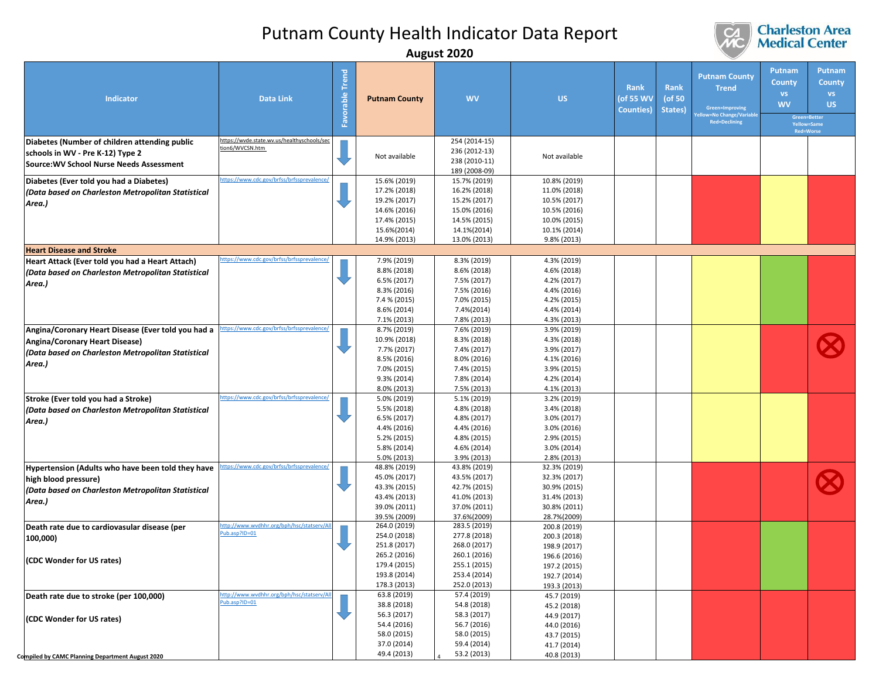# Putnam County Health Indicator Data Report

**August 2020**

Charleston Area Medical Center

| Indicator | Data Link | Favorable Trend | Putnam County | WV | US | Rank (of 55 WV Counties) | Rank (of 50 States) | Putnam County Trend (Green=Improving, Yellow=No Change/Variable, Red=Declining) | Putnam County vs WV (Green=Better, Yellow=Same, Red=Worse) | Putnam County vs US (Green=Better, Yellow=Same, Red=Worse) |
|---|---|---|---|---|---|---|---|---|---|---|
| **Diabetes (Number of children attending public schools in WV - Pre K-12) Type 2 Source:WV School Nurse Needs Assessment** | https://wvde.state.wv.us/healthyschools/section6/WVCSN.htm | ↓ | Not available | 254 (2014-15)<br>236 (2012-13)<br>238 (2010-11)<br>189 (2008-09) | Not available | | | | | |
| **Diabetes (Ever told you had a Diabetes)** ***(Data based on Charleston Metropolitan Statistical Area.)*** | https://www.cdc.gov/brfss/brfssprevalence/ | ↓ | 15.6% (2019)<br>17.2% (2018)<br>19.2% (2017)<br>14.6% (2016)<br>17.4% (2015)<br>15.6%(2014)<br>14.9% (2013) | 15.7% (2019)<br>16.2% (2018)<br>15.2% (2017)<br>15.0% (2016)<br>14.5% (2015)<br>14.1%(2014)<br>13.0% (2013) | 10.8% (2019)<br>11.0% (2018)<br>10.5% (2017)<br>10.5% (2016)<br>10.0% (2015)<br>10.1% (2014)<br>9.8% (2013) | | | Red | Yellow | Red |
| **Heart Disease and Stroke** | | | | | | | | | | |
| **Heart Attack (Ever told you had a Heart Attach)** ***(Data based on Charleston Metropolitan Statistical Area.)*** | https://www.cdc.gov/brfss/brfssprevalence/ | ↓ | 7.9% (2019)<br>8.8% (2018)<br>6.5% (2017)<br>8.3% (2016)<br>7.4 % (2015)<br>8.6% (2014)<br>7.1% (2013) | 8.3% (2019)<br>8.6% (2018)<br>7.5% (2017)<br>7.5% (2016)<br>7.0% (2015)<br>7.4%(2014)<br>7.8% (2013) | 4.3% (2019)<br>4.6% (2018)<br>4.2% (2017)<br>4.4% (2016)<br>4.2% (2015)<br>4.4% (2014)<br>4.3% (2013) | | | Yellow | Green | Red |
| **Angina/Coronary Heart Disease (Ever told you had a Angina/Coronary Heart Disease)** ***(Data based on Charleston Metropolitan Statistical Area.)*** | https://www.cdc.gov/brfss/brfssprevalence/ | ↓ | 8.7% (2019)<br>10.9% (2018)<br>7.7% (2017)<br>8.5% (2016)<br>7.0% (2015)<br>9.3% (2014)<br>8.0% (2013) | 7.6% (2019)<br>8.3% (2018)<br>7.4% (2017)<br>8.0% (2016)<br>7.4% (2015)<br>7.8% (2014)<br>7.5% (2013) | 3.9% (2019)<br>4.3% (2018)<br>3.9% (2017)<br>4.1% (2016)<br>3.9% (2015)<br>4.2% (2014)<br>4.1% (2013) | | | Yellow | Red | Red ⊗ |
| **Stroke (Ever told you had a Stroke)** ***(Data based on Charleston Metropolitan Statistical Area.)*** | https://www.cdc.gov/brfss/brfssprevalence/ | ↓ | 5.0% (2019)<br>5.5% (2018)<br>6.5% (2017)<br>4.4% (2016)<br>5.2% (2015)<br>5.8% (2014)<br>5.0% (2013) | 5.1% (2019)<br>4.8% (2018)<br>4.8% (2017)<br>4.4% (2016)<br>4.8% (2015)<br>4.6% (2014)<br>3.9% (2013) | 3.2% (2019)<br>3.4% (2018)<br>3.0% (2017)<br>3.0% (2016)<br>2.9% (2015)<br>3.0% (2014)<br>2.8% (2013) | | | Yellow | Yellow | Red |
| **Hypertension (Adults who have been told they have high blood pressure)** ***(Data based on Charleston Metropolitan Statistical Area.)*** | https://www.cdc.gov/brfss/brfssprevalence/ | ↓ | 48.8% (2019)<br>45.0% (2017)<br>43.3% (2015)<br>43.4% (2013)<br>39.0% (2011)<br>39.5% (2009) | 43.8% (2019)<br>43.5% (2017)<br>42.7% (2015)<br>41.0% (2013)<br>37.0% (2011)<br>37.6%(2009) | 32.3% (2019)<br>32.3% (2017)<br>30.9% (2015)<br>31.4% (2013)<br>30.8% (2011)<br>28.7%(2009) | | | Red | Red | Red ⊗ |
| **Death rate due to cardiovasular disease (per 100,000)** **(CDC Wonder for US rates)** | http://www.wvdhhr.org/bph/hsc/statserv/AllPub.asp?ID=01 | ↓ | 264.0 (2019)<br>254.0 (2018)<br>251.8 (2017)<br>265.2 (2016)<br>179.4 (2015)<br>193.8 (2014)<br>178.3 (2013) | 283.5 (2019)<br>277.8 (2018)<br>268.0 (2017)<br>260.1 (2016)<br>255.1 (2015)<br>253.4 (2014)<br>252.0 (2013) | 200.8 (2019)<br>200.3 (2018)<br>198.9 (2017)<br>196.6 (2016)<br>197.2 (2015)<br>192.7 (2014)<br>193.3 (2013) | | | Red | Green | Red |
| **Death rate due to stroke (per 100,000)** **(CDC Wonder for US rates)** | http://www.wvdhhr.org/bph/hsc/statserv/AllPub.asp?ID=01 | ↓ | 63.8 (2019)<br>38.8 (2018)<br>56.3 (2017)<br>54.4 (2016)<br>58.0 (2015)<br>37.0 (2014)<br>49.4 (2013) | 57.4 (2019)<br>54.8 (2018)<br>58.3 (2017)<br>56.7 (2016)<br>58.0 (2015)<br>59.4 (2014)<br>53.2 (2013) | 45.7 (2019)<br>45.2 (2018)<br>44.9 (2017)<br>44.0 (2016)<br>43.7 (2015)<br>41.7 (2014)<br>40.8 (2013) | | | Red | Red | Red |

Compiled by CAMC Planning Department August 2020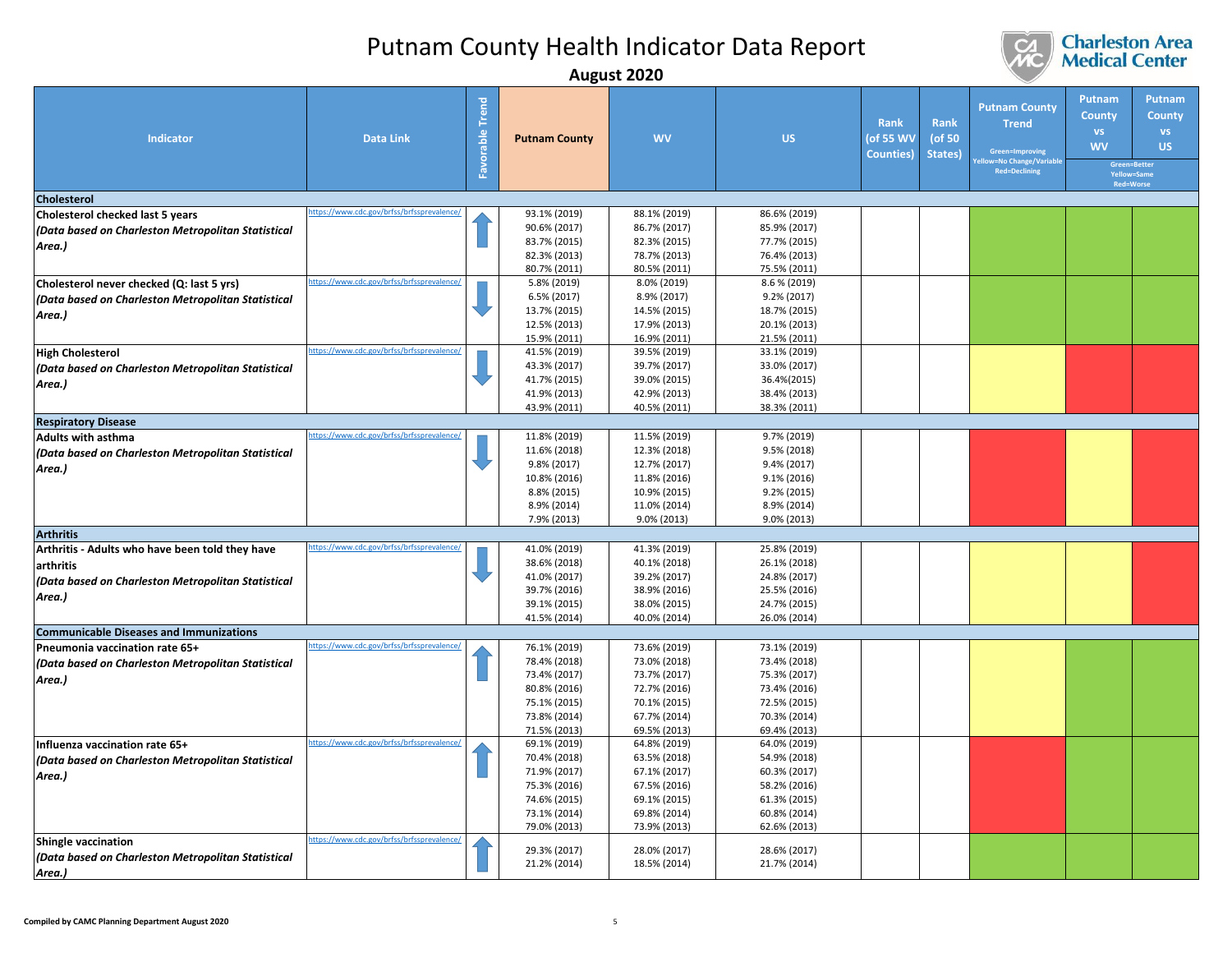# Putnam County Health Indicator Data Report

**August 2020**

Charleston Area Medical Center

| Indicator | Data Link | Favorable Trend | Putnam County | WV | US | Rank (of 55 WV Counties) | Rank (of 50 States) | Putnam County Trend (Green=Improving, Yellow=No Change/Variable, Red=Declining) | Putnam County vs WV (Green=Better, Yellow=Same, Red=Worse) | Putnam County vs US (Green=Better, Yellow=Same, Red=Worse) |
|---|---|---|---|---|---|---|---|---|---|---|
| **Cholesterol** | | | | | | | | | | |
| **Cholesterol checked last 5 years** ***(Data based on Charleston Metropolitan Statistical Area.)*** | https://www.cdc.gov/brfss/brfssprevalence/ | ↑ | 93.1% (2019)<br>90.6% (2017)<br>83.7% (2015)<br>82.3% (2013)<br>80.7% (2011) | 88.1% (2019)<br>86.7% (2017)<br>82.3% (2015)<br>78.7% (2013)<br>80.5% (2011) | 86.6% (2019)<br>85.9% (2017)<br>77.7% (2015)<br>76.4% (2013)<br>75.5% (2011) | | | Green | Green | Green |
| **Cholesterol never checked (Q: last 5 yrs)** ***(Data based on Charleston Metropolitan Statistical Area.)*** | https://www.cdc.gov/brfss/brfssprevalence/ | ↓ | 5.8% (2019)<br>6.5% (2017)<br>13.7% (2015)<br>12.5% (2013)<br>15.9% (2011) | 8.0% (2019)<br>8.9% (2017)<br>14.5% (2015)<br>17.9% (2013)<br>16.9% (2011) | 8.6 % (2019)<br>9.2% (2017)<br>18.7% (2015)<br>20.1% (2013)<br>21.5% (2011) | | | Green | Green | Green |
| **High Cholesterol** ***(Data based on Charleston Metropolitan Statistical Area.)*** | https://www.cdc.gov/brfss/brfssprevalence/ | ↓ | 41.5% (2019)<br>43.3% (2017)<br>41.7% (2015)<br>41.9% (2013)<br>43.9% (2011) | 39.5% (2019)<br>39.7% (2017)<br>39.0% (2015)<br>42.9% (2013)<br>40.5% (2011) | 33.1% (2019)<br>33.0% (2017)<br>36.4%(2015)<br>38.4% (2013)<br>38.3% (2011) | | | Yellow | Red | Red |
| **Respiratory Disease** | | | | | | | | | | |
| **Adults with asthma** ***(Data based on Charleston Metropolitan Statistical Area.)*** | https://www.cdc.gov/brfss/brfssprevalence/ | ↓ | 11.8% (2019)<br>11.6% (2018)<br>9.8% (2017)<br>10.8% (2016)<br>8.8% (2015)<br>8.9% (2014)<br>7.9% (2013) | 11.5% (2019)<br>12.3% (2018)<br>12.7% (2017)<br>11.8% (2016)<br>10.9% (2015)<br>11.0% (2014)<br>9.0% (2013) | 9.7% (2019)<br>9.5% (2018)<br>9.4% (2017)<br>9.1% (2016)<br>9.2% (2015)<br>8.9% (2014)<br>9.0% (2013) | | | Red | Yellow | Red |
| **Arthritis** | | | | | | | | | | |
| **Arthritis - Adults who have been told they have arthritis** ***(Data based on Charleston Metropolitan Statistical Area.)*** | https://www.cdc.gov/brfss/brfssprevalence/ | ↓ | 41.0% (2019)<br>38.6% (2018)<br>41.0% (2017)<br>39.7% (2016)<br>39.1% (2015)<br>41.5% (2014) | 41.3% (2019)<br>40.1% (2018)<br>39.2% (2017)<br>38.9% (2016)<br>38.0% (2015)<br>40.0% (2014) | 25.8% (2019)<br>26.1% (2018)<br>24.8% (2017)<br>25.5% (2016)<br>24.7% (2015)<br>26.0% (2014) | | | Yellow | Yellow | Red |
| **Communicable Diseases and Immunizations** | | | | | | | | | | |
| **Pneumonia vaccination rate 65+** ***(Data based on Charleston Metropolitan Statistical Area.)*** | https://www.cdc.gov/brfss/brfssprevalence/ | ↑ | 76.1% (2019)<br>78.4% (2018)<br>73.4% (2017)<br>80.8% (2016)<br>75.1% (2015)<br>73.8% (2014)<br>71.5% (2013) | 73.6% (2019)<br>73.0% (2018)<br>73.7% (2017)<br>72.7% (2016)<br>70.1% (2015)<br>67.7% (2014)<br>69.5% (2013) | 73.1% (2019)<br>73.4% (2018)<br>75.3% (2017)<br>73.4% (2016)<br>72.5% (2015)<br>70.3% (2014)<br>69.4% (2013) | | | Yellow | Green | Green |
| **Influenza vaccination rate 65+** ***(Data based on Charleston Metropolitan Statistical Area.)*** | https://www.cdc.gov/brfss/brfssprevalence/ | ↑ | 69.1% (2019)<br>70.4% (2018)<br>71.9% (2017)<br>75.3% (2016)<br>74.6% (2015)<br>73.1% (2014)<br>79.0% (2013) | 64.8% (2019)<br>63.5% (2018)<br>67.1% (2017)<br>67.5% (2016)<br>69.1% (2015)<br>69.8% (2014)<br>73.9% (2013) | 64.0% (2019)<br>54.9% (2018)<br>60.3% (2017)<br>58.2% (2016)<br>61.3% (2015)<br>60.8% (2014)<br>62.6% (2013) | | | Red | Green | Green |
| **Shingle vaccination** ***(Data based on Charleston Metropolitan Statistical Area.)*** | https://www.cdc.gov/brfss/brfssprevalence/ | ↑ | 29.3% (2017)<br>21.2% (2014) | 28.0% (2017)<br>18.5% (2014) | 28.6% (2017)<br>21.7% (2014) | | | Green | Green | Green |

Compiled by CAMC Planning Department August 2020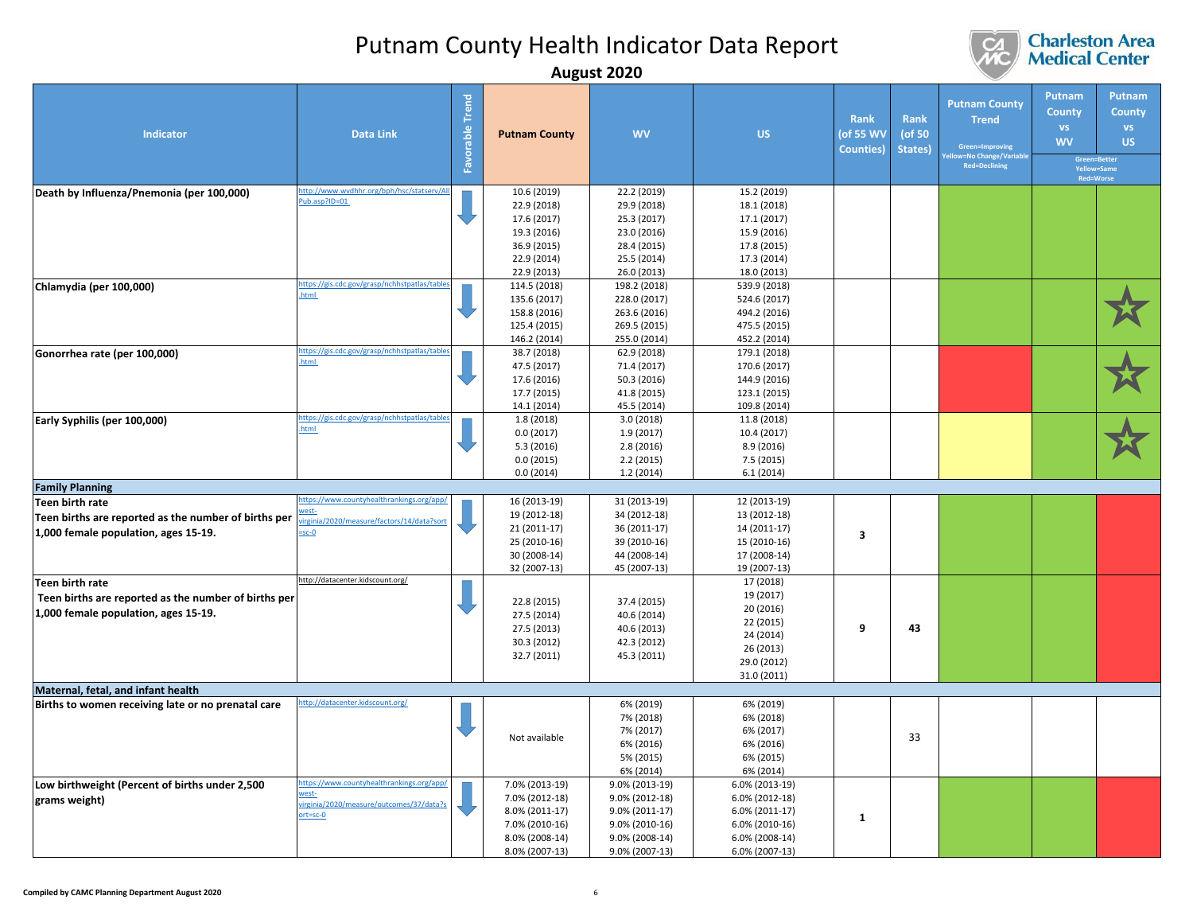# Putnam County Health Indicator Data Report

**August 2020**

| Indicator | Data Link | Favorable Trend | Putnam County | WV | US | Rank (of 55 WV Counties) | Rank (of 50 States) | Putnam County Trend (Green=Improving, Yellow=No Change/Variable, Red=Declining) | Putnam County vs WV (Green=Better, Yellow=Same, Red=Worse) | Putnam County vs US (Green=Better, Yellow=Same, Red=Worse) |
|---|---|---|---|---|---|---|---|---|---|---|
| **Death by Influenza/Pnemonia (per 100,000)** | http://www.wvdhhr.org/bph/hsc/statserv/AllPub.asp?ID=01 | ↓ | 10.6 (2019)<br>22.9 (2018)<br>17.6 (2017)<br>19.3 (2016)<br>36.9 (2015)<br>22.9 (2014)<br>22.9 (2013) | 22.2 (2019)<br>29.9 (2018)<br>25.3 (2017)<br>23.0 (2016)<br>28.4 (2015)<br>25.5 (2014)<br>26.0 (2013) | 15.2 (2019)<br>18.1 (2018)<br>17.1 (2017)<br>15.9 (2016)<br>17.8 (2015)<br>17.3 (2014)<br>18.0 (2013) | | | Green | Green | Green |
| **Chlamydia (per 100,000)** | https://gis.cdc.gov/grasp/nchhstpatlas/tables.html | ↓ | 114.5 (2018)<br>135.6 (2017)<br>158.8 (2016)<br>125.4 (2015)<br>146.2 (2014) | 198.2 (2018)<br>228.0 (2017)<br>263.6 (2016)<br>269.5 (2015)<br>255.0 (2014) | 539.9 (2018)<br>524.6 (2017)<br>494.2 (2016)<br>475.5 (2015)<br>452.2 (2014) | | | Green | Green | Green ☆ |
| **Gonorrhea rate (per 100,000)** | https://gis.cdc.gov/grasp/nchhstpatlas/tables.html | ↓ | 38.7 (2018)<br>47.5 (2017)<br>17.6 (2016)<br>17.7 (2015)<br>14.1 (2014) | 62.9 (2018)<br>71.4 (2017)<br>50.3 (2016)<br>41.8 (2015)<br>45.5 (2014) | 179.1 (2018)<br>170.6 (2017)<br>144.9 (2016)<br>123.1 (2015)<br>109.8 (2014) | | | Red | Green | Green ☆ |
| **Early Syphilis (per 100,000)** | https://gis.cdc.gov/grasp/nchhstpatlas/tables.html | ↓ | 1.8 (2018)<br>0.0 (2017)<br>5.3 (2016)<br>0.0 (2015)<br>0.0 (2014) | 3.0 (2018)<br>1.9 (2017)<br>2.8 (2016)<br>2.2 (2015)<br>1.2 (2014) | 11.8 (2018)<br>10.4 (2017)<br>8.9 (2016)<br>7.5 (2015)<br>6.1 (2014) | | | Yellow | Green | Green ☆ |
| **Family Planning** | | | | | | | | | | |
| **Teen birth rate**<br>**Teen births are reported as the number of births per 1,000 female population, ages 15-19.** | https://www.countyhealthrankings.org/app/west-virginia/2020/measure/factors/14/data?sort=sc-0 | ↓ | 16 (2013-19)<br>19 (2012-18)<br>21 (2011-17)<br>25 (2010-16)<br>30 (2008-14)<br>32 (2007-13) | 31 (2013-19)<br>34 (2012-18)<br>36 (2011-17)<br>39 (2010-16)<br>44 (2008-14)<br>45 (2007-13) | 12 (2013-19)<br>13 (2012-18)<br>14 (2011-17)<br>15 (2010-16)<br>17 (2008-14)<br>19 (2007-13) | **3** | | Green | Green | Red |
| **Teen birth rate**<br>**Teen births are reported as the number of births per 1,000 female population, ages 15-19.** | http://datacenter.kidscount.org/ | ↓ | 22.8 (2015)<br>27.5 (2014)<br>27.5 (2013)<br>30.3 (2012)<br>32.7 (2011) | 37.4 (2015)<br>40.6 (2014)<br>40.6 (2013)<br>42.3 (2012)<br>45.3 (2011) | 17 (2018)<br>19 (2017)<br>20 (2016)<br>22 (2015)<br>24 (2014)<br>26 (2013)<br>29.0 (2012)<br>31.0 (2011) | **9** | **43** | Green | Green | Red |
| **Maternal, fetal, and infant health** | | | | | | | | | | |
| **Births to women receiving late or no prenatal care** | http://datacenter.kidscount.org/ | ↓ | Not available | 6% (2019)<br>7% (2018)<br>7% (2017)<br>6% (2016)<br>5% (2015)<br>6% (2014) | 6% (2019)<br>6% (2018)<br>6% (2017)<br>6% (2016)<br>6% (2015)<br>6% (2014) | | 33 | | | |
| **Low birthweight (Percent of births under 2,500 grams weight)** | https://www.countyhealthrankings.org/app/west-virginia/2020/measure/outcomes/37/data?sort=sc-0 | ↓ | 7.0% (2013-19)<br>7.0% (2012-18)<br>8.0% (2011-17)<br>7.0% (2010-16)<br>8.0% (2008-14)<br>8.0% (2007-13) | 9.0% (2013-19)<br>9.0% (2012-18)<br>9.0% (2011-17)<br>9.0% (2010-16)<br>9.0% (2008-14)<br>9.0% (2007-13) | 6.0% (2013-19)<br>6.0% (2012-18)<br>6.0% (2011-17)<br>6.0% (2010-16)<br>6.0% (2008-14)<br>6.0% (2007-13) | **1** | | Green | Green | Red |

**Compiled by CAMC Planning Department August 2020**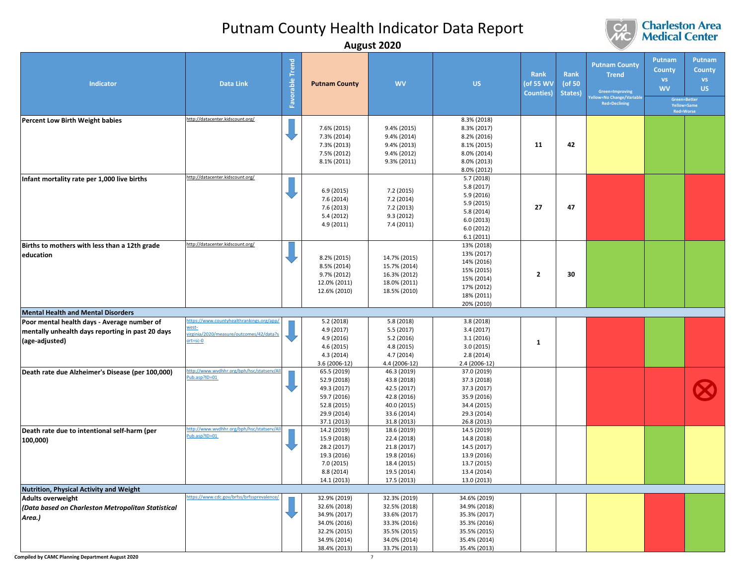# Putnam County Health Indicator Data Report

**August 2020**

| Indicator | Data Link | Favorable Trend | Putnam County | WV | US | Rank (of 55 WV Counties) | Rank (of 50 States) | Putnam County Trend (Green=Improving Yellow=No Change/Variable Red=Declining) | Putnam County vs WV (Green=Better Yellow=Same Red=Worse) | Putnam County vs US (Green=Better Yellow=Same Red=Worse) |
|---|---|---|---|---|---|---|---|---|---|---|
| **Percent Low Birth Weight babies** | http://datacenter.kidscount.org/ | ↓ | 7.6% (2015)<br>7.3% (2014)<br>7.3% (2013)<br>7.5% (2012)<br>8.1% (2011) | 9.4% (2015)<br>9.4% (2014)<br>9.4% (2013)<br>9.4% (2012)<br>9.3% (2011) | 8.3% (2018)<br>8.3% (2017)<br>8.2% (2016)<br>8.1% (2015)<br>8.0% (2014)<br>8.0% (2013)<br>8.0% (2012) | 11 | 42 | Yellow | Green | Green |
| **Infant mortality rate per 1,000 live births** | http://datacenter.kidscount.org/ | ↓ | 6.9 (2015)<br>7.6 (2014)<br>7.6 (2013)<br>5.4 (2012)<br>4.9 (2011) | 7.2 (2015)<br>7.2 (2014)<br>7.2 (2013)<br>9.3 (2012)<br>7.4 (2011) | 5.7 (2018)<br>5.8 (2017)<br>5.9 (2016)<br>5.9 (2015)<br>5.8 (2014)<br>6.0 (2013)<br>6.0 (2012)<br>6.1 (2011) | 27 | 47 | Red | Green | Red |
| **Births to mothers with less than a 12th grade education** | http://datacenter.kidscount.org/ | ↓ | 8.2% (2015)<br>8.5% (2014)<br>9.7% (2012)<br>12.0% (2011)<br>12.6% (2010) | 14.7% (2015)<br>15.7% (2014)<br>16.3% (2012)<br>18.0% (2011)<br>18.5% (2010) | 13% (2018)<br>13% (2017)<br>14% (2016)<br>15% (2015)<br>15% (2014)<br>17% (2012)<br>18% (2011)<br>20% (2010) | 2 | 30 | Green | Green | Green |
| **Mental Health and Mental Disorders** | | | | | | | | | | |
| **Poor mental health days - Average number of mentally unhealth days reporting in past 20 days (age-adjusted)** | https://www.countyhealthrankings.org/app/west-virginia/2020/measure/outcomes/42/data?sort=sc-0 | ↓ | 5.2 (2018)<br>4.9 (2017)<br>4.9 (2016)<br>4.6 (2015)<br>4.3 (2014)<br>3.6 (2006-12) | 5.8 (2018)<br>5.5 (2017)<br>5.2 (2016)<br>4.8 (2015)<br>4.7 (2014)<br>4.4 (2006-12) | 3.8 (2018)<br>3.4 (2017)<br>3.1 (2016)<br>3.0 (2015)<br>2.8 (2014)<br>2.4 (2006-12) | 1 | | Red | Green | Red |
| **Death rate due Alzheimer's Disease (per 100,000)** | http://www.wvdhhr.org/bph/hsc/statserv/AllPub.asp?ID=01 | ↓ | 65.5 (2019)<br>52.9 (2018)<br>49.3 (2017)<br>59.7 (2016)<br>52.8 (2015)<br>29.9 (2014)<br>37.1 (2013) | 46.3 (2019)<br>43.8 (2018)<br>42.5 (2017)<br>42.8 (2016)<br>40.0 (2015)<br>33.6 (2014)<br>31.8 (2013) | 37.0 (2019)<br>37.3 (2018)<br>37.3 (2017)<br>35.9 (2016)<br>34.4 (2015)<br>29.3 (2014)<br>26.8 (2013) | | | Red | Red | Red ⊗ |
| **Death rate due to intentional self-harm (per 100,000)** | http://www.wvdhhr.org/bph/hsc/statserv/AllPub.asp?ID=01 | ↓ | 14.2 (2019)<br>15.9 (2018)<br>28.2 (2017)<br>19.3 (2016)<br>7.0 (2015)<br>8.8 (2014)<br>14.1 (2013) | 18.6 (2019)<br>22.4 (2018)<br>21.8 (2017)<br>19.8 (2016)<br>18.4 (2015)<br>19.5 (2014)<br>17.5 (2013) | 14.5 (2019)<br>14.8 (2018)<br>14.5 (2017)<br>13.9 (2016)<br>13.7 (2015)<br>13.4 (2014)<br>13.0 (2013) | | | Yellow | Green | Yellow |
| **Nutrition, Physical Activity and Weight** | | | | | | | | | | |
| **Adults overweight** ***(Data based on Charleston Metropolitan Statistical Area.)*** | https://www.cdc.gov/brfss/brfssprevalence/ | ↓ | 32.9% (2019)<br>32.6% (2018)<br>34.9% (2017)<br>34.0% (2016)<br>32.2% (2015)<br>34.9% (2014)<br>38.4% (2013) | 32.3% (2019)<br>32.5% (2018)<br>33.6% (2017)<br>33.3% (2016)<br>35.5% (2015)<br>34.0% (2014)<br>33.7% (2013) | 34.6% (2019)<br>34.9% (2018)<br>35.3% (2017)<br>35.3% (2016)<br>35.5% (2015)<br>35.4% (2014)<br>35.4% (2013) | | | Yellow | Red | Green |

Compiled by CAMC Planning Department August 2020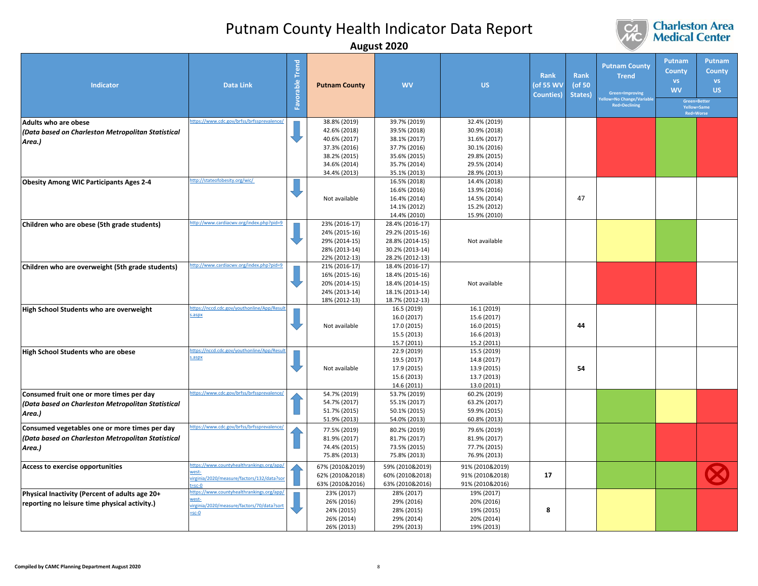# Putnam County Health Indicator Data Report

**August 2020**

| Indicator | Data Link | Favorable Trend | Putnam County | WV | US | Rank (of 55 WV Counties) | Rank (of 50 States) | Putnam County Trend (Green=Improving, Yellow=No Change/Variable, Red=Declining) | Putnam County vs WV (Green=Better, Yellow=Same, Red=Worse) | Putnam County vs US (Green=Better, Yellow=Same, Red=Worse) |
|---|---|---|---|---|---|---|---|---|---|---|
| **Adults who are obese** ***(Data based on Charleston Metropolitan Statistical Area.)*** | https://www.cdc.gov/brfss/brfssprevalence/ | ↓ | 38.8% (2019)<br>42.6% (2018)<br>40.6% (2017)<br>37.3% (2016)<br>38.2% (2015)<br>34.6% (2014)<br>34.4% (2013) | 39.7% (2019)<br>39.5% (2018)<br>38.1% (2017)<br>37.7% (2016)<br>35.6% (2015)<br>35.7% (2014)<br>35.1% (2013) | 32.4% (2019)<br>30.9% (2018)<br>31.6% (2017)<br>30.1% (2016)<br>29.8% (2015)<br>29.5% (2014)<br>28.9% (2013) | | | Red | Green | Red |
| **Obesity Among WIC Participants Ages 2-4** | http://stateofobesity.org/wic/ | ↓ | Not available | 16.5% (2018)<br>16.6% (2016)<br>16.4% (2014)<br>14.1% (2012)<br>14.4% (2010) | 14.4% (2018)<br>13.9% (2016)<br>14.5% (2014)<br>15.2% (2012)<br>15.9% (2010) | | 47 | | | |
| **Children who are obese (5th grade students)** | http://www.cardiacwv.org/index.php?pid=9 | ↓ | 23% (2016-17)<br>24% (2015-16)<br>29% (2014-15)<br>28% (2013-14)<br>22% (2012-13) | 28.4% (2016-17)<br>29.2% (2015-16)<br>28.8% (2014-15)<br>30.2% (2013-14)<br>28.2% (2012-13) | Not available | | | Yellow | Green | |
| **Children who are overweight (5th grade students)** | http://www.cardiacwv.org/index.php?pid=9 | ↓ | 21% (2016-17)<br>16% (2015-16)<br>20% (2014-15)<br>24% (2013-14)<br>18% (2012-13) | 18.4% (2016-17)<br>18.4% (2015-16)<br>18.4% (2014-15)<br>18.1% (2013-14)<br>18.7% (2012-13) | Not available | | | Red | Red | |
| **High School Students who are overweight** | https://nccd.cdc.gov/youthonline/App/Results.aspx | ↓ | Not available | 16.5 (2019)<br>16.0 (2017)<br>17.0 (2015)<br>15.5 (2013)<br>15.7 (2011) | 16.1 (2019)<br>15.6 (2017)<br>16.0 (2015)<br>16.6 (2013)<br>15.2 (2011) | | **44** | | | |
| **High School Students who are obese** | https://nccd.cdc.gov/youthonline/App/Results.aspx | ↓ | Not available | 22.9 (2019)<br>19.5 (2017)<br>17.9 (2015)<br>15.6 (2013)<br>14.6 (2011) | 15.5 (2019)<br>14.8 (2017)<br>13.9 (2015)<br>13.7 (2013)<br>13.0 (2011) | | **54** | | | |
| **Consumed fruit one or more times per day** ***(Data based on Charleston Metropolitan Statistical Area.)*** | https://www.cdc.gov/brfss/brfssprevalence/ | ↑ | 54.7% (2019)<br>54.7% (2017)<br>51.7% (2015)<br>51.9% (2013) | 53.7% (2019)<br>55.1% (2017)<br>50.1% (2015)<br>54.0% (2013) | 60.2% (2019)<br>63.2% (2017)<br>59.9% (2015)<br>60.8% (2013) | | | Green | Yellow | Red |
| **Consumed vegetables one or more times per day** ***(Data based on Charleston Metropolitan Statistical Area.)*** | https://www.cdc.gov/brfss/brfssprevalence/ | ↑ | 77.5% (2019)<br>81.9% (2017)<br>74.4% (2015)<br>75.8% (2013) | 80.2% (2019)<br>81.7% (2017)<br>73.5% (2015)<br>75.8% (2013) | 79.6% (2019)<br>81.9% (2017)<br>77.7% (2015)<br>76.9% (2013) | | | Green | Red | Red |
| **Access to exercise opportunities** | https://www.countyhealthrankings.org/app/west-virginia/2020/measure/factors/132/data?sort=sc-0 | ↑ | 67% (2010&2019)<br>62% (2010&2018)<br>63% (2010&2016) | 59% (2010&2019)<br>60% (2010&2018)<br>63% (2010&2016) | 91% (2010&2019)<br>91% (2010&2018)<br>91% (2010&2016) | **17** | | Green | Green | ⊗ |
| **Physical Inactivity (Percent of adults age 20+ reporting no leisure time physical activity.)** | https://www.countyhealthrankings.org/app/west-virginia/2020/measure/factors/70/data?sort=sc-0 | ↓ | 23% (2017)<br>26% (2016)<br>24% (2015)<br>26% (2014)<br>26% (2013) | 28% (2017)<br>29% (2016)<br>28% (2015)<br>29% (2014)<br>29% (2013) | 19% (2017)<br>20% (2016)<br>19% (2015)<br>20% (2014)<br>19% (2013) | **8** | | Yellow | Green | Red |

Compiled by CAMC Planning Department August 2020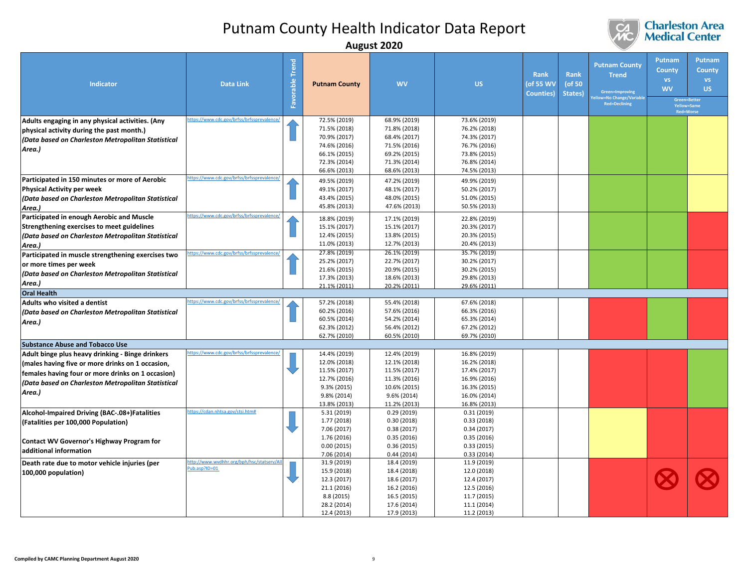# Putnam County Health Indicator Data Report

**August 2020**

Charleston Area Medical Center

| Indicator | Data Link | Favorable Trend | Putnam County | WV | US | Rank (of 55 WV Counties) | Rank (of 50 States) | Putnam County Trend (Green=Improving Yellow=No Change/Variable Red=Declining) | Putnam County vs WV (Green=Better Yellow=Same Red=Worse) | Putnam County vs US (Green=Better Yellow=Same Red=Worse) |
|---|---|---|---|---|---|---|---|---|---|---|
| **Adults engaging in any physical activities. (Any physical activity during the past month.)** ***(Data based on Charleston Metropolitan Statistical Area.)*** | https://www.cdc.gov/brfss/brfssprevalence/ | ↑ | 72.5% (2019)<br>71.5% (2018)<br>70.9% (2017)<br>74.6% (2016)<br>66.1% (2015)<br>72.3% (2014)<br>66.6% (2013) | 68.9% (2019)<br>71.8% (2018)<br>68.4% (2017)<br>71.5% (2016)<br>69.2% (2015)<br>71.3% (2014)<br>68.6% (2013) | 73.6% (2019)<br>76.2% (2018)<br>74.3% (2017)<br>76.7% (2016)<br>73.8% (2015)<br>76.8% (2014)<br>74.5% (2013) | | | Green | Green | Yellow |
| **Participated in 150 minutes or more of Aerobic Physical Activity per week** ***(Data based on Charleston Metropolitan Statistical Area.)*** | https://www.cdc.gov/brfss/brfssprevalence/ | ↑ | 49.5% (2019)<br>49.1% (2017)<br>43.4% (2015)<br>45.8% (2013) | 47.2% (2019)<br>48.1% (2017)<br>48.0% (2015)<br>47.6% (2013) | 49.9% (2019)<br>50.2% (2017)<br>51.0% (2015)<br>50.5% (2013) | | | Green | Green | Yellow |
| **Participated in enough Aerobic and Muscle Strengthening exercises to meet guidelines** ***(Data based on Charleston Metropolitan Statistical Area.)*** | https://www.cdc.gov/brfss/brfssprevalence/ | ↑ | 18.8% (2019)<br>15.1% (2017)<br>12.4% (2015)<br>11.0% (2013) | 17.1% (2019)<br>15.1% (2017)<br>13.8% (2015)<br>12.7% (2013) | 22.8% (2019)<br>20.3% (2017)<br>20.3% (2015)<br>20.4% (2013) | | | Green | Green | Red |
| **Participated in muscle strengthening exercises two or more times per week** ***(Data based on Charleston Metropolitan Statistical Area.)*** | https://www.cdc.gov/brfss/brfssprevalence/ | ↑ | 27.8% (2019)<br>25.2% (2017)<br>21.6% (2015)<br>17.3% (2013)<br>21.1% (2011) | 26.1% (2019)<br>22.7% (2017)<br>20.9% (2015)<br>18.6% (2013)<br>20.2% (2011) | 35.7% (2019)<br>30.2% (2017)<br>30.2% (2015)<br>29.8% (2013)<br>29.6% (2011) | | | Green | Green | Red |
| **Oral Health** | | | | | | | | | | |
| **Adults who visited a dentist** ***(Data based on Charleston Metropolitan Statistical Area.)*** | https://www.cdc.gov/brfss/brfssprevalence/ | ↑ | 57.2% (2018)<br>60.2% (2016)<br>60.5% (2014)<br>62.3% (2012)<br>62.7% (2010) | 55.4% (2018)<br>57.6% (2016)<br>54.2% (2014)<br>56.4% (2012)<br>60.5% (2010) | 67.6% (2018)<br>66.3% (2016)<br>65.3% (2014)<br>67.2% (2012)<br>69.7% (2010) | | | Red | Green | Red |
| **Substance Abuse and Tobacco Use** | | | | | | | | | | |
| **Adult binge plus heavy drinking - Binge drinkers (males having five or more drinks on 1 occasion, females having four or more drinks on 1 occasion)** ***(Data based on Charleston Metropolitan Statistical Area.)*** | https://www.cdc.gov/brfss/brfssprevalence/ | ↓ | 14.4% (2019)<br>12.0% (2018)<br>11.5% (2017)<br>12.7% (2016)<br>9.3% (2015)<br>9.8% (2014)<br>13.8% (2013) | 12.4% (2019)<br>12.1% (2018)<br>11.5% (2017)<br>11.3% (2016)<br>10.6% (2015)<br>9.6% (2014)<br>11.2% (2013) | 16.8% (2019)<br>16.2% (2018)<br>17.4% (2017)<br>16.9% (2016)<br>16.3% (2015)<br>16.0% (2014)<br>16.8% (2013) | | | Red | Red | Green |
| **Alcohol-Impaired Driving (BAC-.08+)Fatalities (Fatalities per 100,000 Population)**<br><br>**Contact WV Governor's Highway Program for additional information** | https://cdan.nhtsa.gov/stsi.htm# | ↓ | 5.31 (2019)<br>1.77 (2018)<br>7.06 (2017)<br>1.76 (2016)<br>0.00 (2015)<br>7.06 (2014) | 0.29 (2019)<br>0.30 (2018)<br>0.38 (2017)<br>0.35 (2016)<br>0.36 (2015)<br>0.44 (2014) | 0.31 (2019)<br>0.33 (2018)<br>0.34 (2017)<br>0.35 (2016)<br>0.33 (2015)<br>0.33 (2014) | | | Yellow | Red | Red |
| **Death rate due to motor vehicle injuries (per 100,000 population)** | http://www.wvdhhr.org/bph/hsc/statserv/AllPub.asp?ID=01 | ↓ | 31.9 (2019)<br>15.9 (2018)<br>12.3 (2017)<br>21.1 (2016)<br>8.8 (2015)<br>28.2 (2014)<br>12.4 (2013) | 18.4 (2019)<br>18.4 (2018)<br>18.6 (2017)<br>16.2 (2016)<br>16.5 (2015)<br>17.6 (2014)<br>17.9 (2013) | 11.9 (2019)<br>12.0 (2018)<br>12.4 (2017)<br>12.5 (2016)<br>11.7 (2015)<br>11.1 (2014)<br>11.2 (2013) | | | Red | Red ⊗ | Red ⊗ |

Compiled by CAMC Planning Department August 2020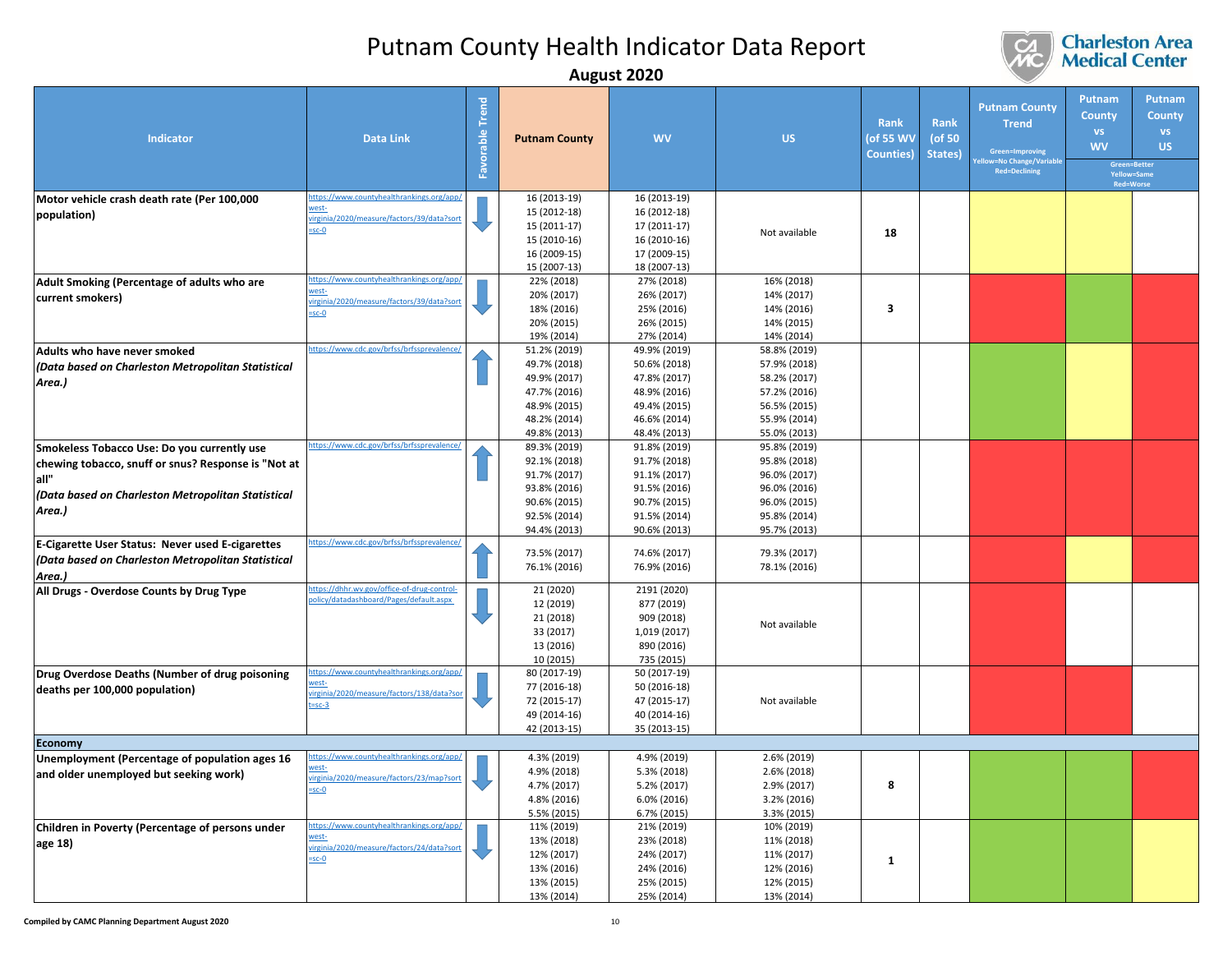# Putnam County Health Indicator Data Report

## August 2020

| Indicator | Data Link | Favorable Trend | Putnam County | WV | US | Rank (of 55 WV Counties) | Rank (of 50 States) | Putnam County Trend (Green=Improving, Yellow=No Change/Variable, Red=Declining) | Putnam County vs WV (Green=Better, Yellow=Same, Red=Worse) | Putnam County vs US (Green=Better, Yellow=Same, Red=Worse) |
|---|---|---|---|---|---|---|---|---|---|---|
| **Motor vehicle crash death rate (Per 100,000 population)** | https://www.countyhealthrankings.org/app/west-virginia/2020/measure/factors/39/data?sort=sc-0 | ↓ | 16 (2013-19)<br>15 (2012-18)<br>15 (2011-17)<br>15 (2010-16)<br>16 (2009-15)<br>15 (2007-13) | 16 (2013-19)<br>16 (2012-18)<br>17 (2011-17)<br>16 (2010-16)<br>17 (2009-15)<br>18 (2007-13) | Not available | 18 | | Yellow | Yellow | |
| **Adult Smoking (Percentage of adults who are current smokers)** | https://www.countyhealthrankings.org/app/west-virginia/2020/measure/factors/39/data?sort=sc-0 | ↓ | 22% (2018)<br>20% (2017)<br>18% (2016)<br>20% (2015)<br>19% (2014) | 27% (2018)<br>26% (2017)<br>25% (2016)<br>26% (2015)<br>27% (2014) | 16% (2018)<br>14% (2017)<br>14% (2016)<br>14% (2015)<br>14% (2014) | 3 | | Red | Green | Red |
| **Adults who have never smoked** *(Data based on Charleston Metropolitan Statistical Area.)* | https://www.cdc.gov/brfss/brfssprevalence/ | ↑ | 51.2% (2019)<br>49.7% (2018)<br>49.9% (2017)<br>47.7% (2016)<br>48.9% (2015)<br>48.2% (2014)<br>49.8% (2013) | 49.9% (2019)<br>50.6% (2018)<br>47.8% (2017)<br>48.9% (2016)<br>49.4% (2015)<br>46.6% (2014)<br>48.4% (2013) | 58.8% (2019)<br>57.9% (2018)<br>58.2% (2017)<br>57.2% (2016)<br>56.5% (2015)<br>55.9% (2014)<br>55.0% (2013) | | | Green | Yellow | Red |
| **Smokeless Tobacco Use: Do you currently use chewing tobacco, snuff or snus? Response is "Not at all"** *(Data based on Charleston Metropolitan Statistical Area.)* | https://www.cdc.gov/brfss/brfssprevalence/ | ↑ | 89.3% (2019)<br>92.1% (2018)<br>91.7% (2017)<br>93.8% (2016)<br>90.6% (2015)<br>92.5% (2014)<br>94.4% (2013) | 91.8% (2019)<br>91.7% (2018)<br>91.1% (2017)<br>91.5% (2016)<br>90.7% (2015)<br>91.5% (2014)<br>90.6% (2013) | 95.8% (2019)<br>95.8% (2018)<br>96.0% (2017)<br>96.0% (2016)<br>96.0% (2015)<br>95.8% (2014)<br>95.7% (2013) | | | Red | Red | Red |
| **E-Cigarette User Status: Never used E-cigarettes** *(Data based on Charleston Metropolitan Statistical Area.)* | https://www.cdc.gov/brfss/brfssprevalence/ | ↑ | 73.5% (2017)<br>76.1% (2016) | 74.6% (2017)<br>76.9% (2016) | 79.3% (2017)<br>78.1% (2016) | | | Red | Yellow | Red |
| **All Drugs - Overdose Counts by Drug Type** | https://dhhr.wv.gov/office-of-drug-control-policy/datadashboard/Pages/default.aspx | ↓ | 21 (2020)<br>12 (2019)<br>21 (2018)<br>33 (2017)<br>13 (2016)<br>10 (2015) | 2191 (2020)<br>877 (2019)<br>909 (2018)<br>1,019 (2017)<br>890 (2016)<br>735 (2015) | Not available | | | Red | | |
| **Drug Overdose Deaths (Number of drug poisoning deaths per 100,000 population)** | https://www.countyhealthrankings.org/app/west-virginia/2020/measure/factors/138/data?sort=sc-3 | ↓ | 80 (2017-19)<br>77 (2016-18)<br>72 (2015-17)<br>49 (2014-16)<br>42 (2013-15) | 50 (2017-19)<br>50 (2016-18)<br>47 (2015-17)<br>40 (2014-16)<br>35 (2013-15) | Not available | | | Red | Red | |
| **Economy** | | | | | | | | | | |
| **Unemployment (Percentage of population ages 16 and older unemployed but seeking work)** | https://www.countyhealthrankings.org/app/west-virginia/2020/measure/factors/23/map?sort=sc-0 | ↓ | 4.3% (2019)<br>4.9% (2018)<br>4.7% (2017)<br>4.8% (2016)<br>5.5% (2015) | 4.9% (2019)<br>5.3% (2018)<br>5.2% (2017)<br>6.0% (2016)<br>6.7% (2015) | 2.6% (2019)<br>2.6% (2018)<br>2.9% (2017)<br>3.2% (2016)<br>3.3% (2015) | 8 | | Green | Green | Red |
| **Children in Poverty (Percentage of persons under age 18)** | https://www.countyhealthrankings.org/app/west-virginia/2020/measure/factors/24/data?sort=sc-0 | ↓ | 11% (2019)<br>13% (2018)<br>12% (2017)<br>13% (2016)<br>13% (2015)<br>13% (2014) | 21% (2019)<br>23% (2018)<br>24% (2017)<br>24% (2016)<br>25% (2015)<br>25% (2014) | 10% (2019)<br>11% (2018)<br>11% (2017)<br>12% (2016)<br>12% (2015)<br>13% (2014) | 1 | | Green | Green | Yellow |

Compiled by CAMC Planning Department August 2020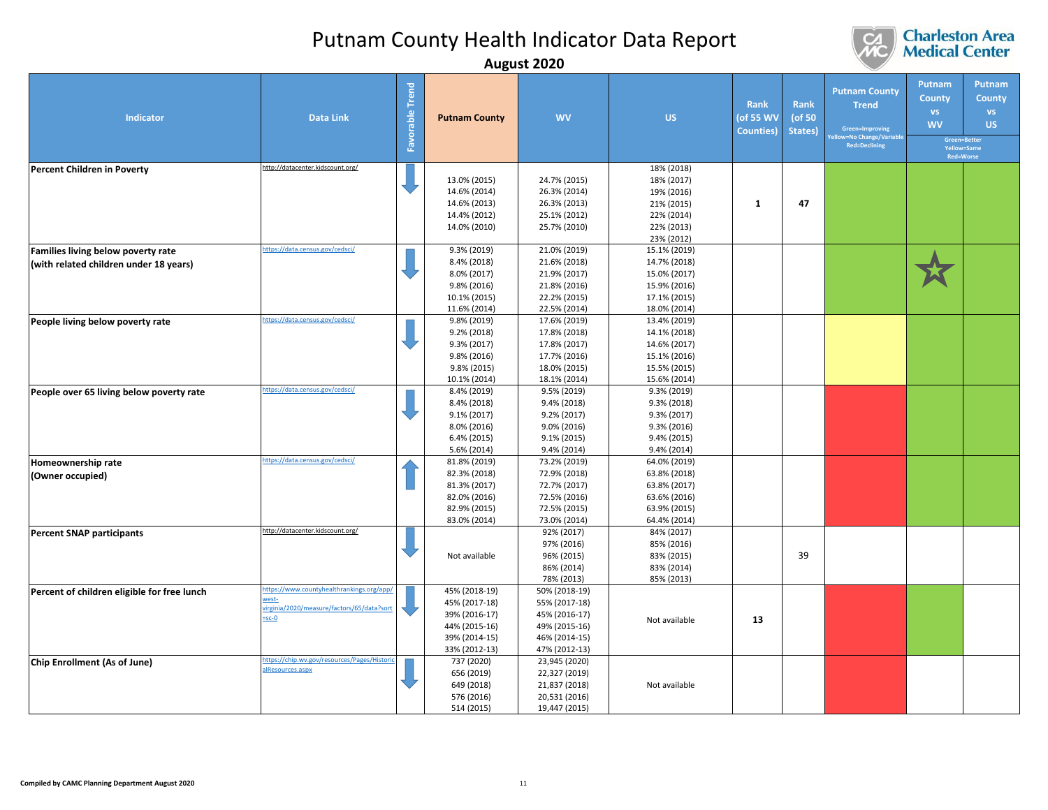# Putnam County Health Indicator Data Report

**August 2020**

| Indicator | Data Link | Favorable Trend | Putnam County | WV | US | Rank (of 55 WV Counties) | Rank (of 50 States) | Putnam County Trend (Green=Improving, Yellow=No Change/Variable, Red=Declining) | Putnam County vs WV (Green=Better, Yellow=Same, Red=Worse) | Putnam County vs US (Green=Better, Yellow=Same, Red=Worse) |
|---|---|---|---|---|---|---|---|---|---|---|
| **Percent Children in Poverty** | http://datacenter.kidscount.org/ | ↓ | 13.0% (2015)<br>14.6% (2014)<br>14.6% (2013)<br>14.4% (2012)<br>14.0% (2010) | 24.7% (2015)<br>26.3% (2014)<br>26.3% (2013)<br>25.1% (2012)<br>25.7% (2010) | 18% (2018)<br>18% (2017)<br>19% (2016)<br>21% (2015)<br>22% (2014)<br>22% (2013)<br>23% (2012) | 1 | 47 | Green | Green | Green |
| **Families living below poverty rate (with related children under 18 years)** | https://data.census.gov/cedsci/ | ↓ | 9.3% (2019)<br>8.4% (2018)<br>8.0% (2017)<br>9.8% (2016)<br>10.1% (2015)<br>11.6% (2014) | 21.0% (2019)<br>21.6% (2018)<br>21.9% (2017)<br>21.8% (2016)<br>22.2% (2015)<br>22.5% (2014) | 15.1% (2019)<br>14.7% (2018)<br>15.0% (2017)<br>15.9% (2016)<br>17.1% (2015)<br>18.0% (2014) | | | Green | Green ☆ | Green |
| **People living below poverty rate** | https://data.census.gov/cedsci/ | ↓ | 9.8% (2019)<br>9.2% (2018)<br>9.3% (2017)<br>9.8% (2016)<br>9.8% (2015)<br>10.1% (2014) | 17.6% (2019)<br>17.8% (2018)<br>17.8% (2017)<br>17.7% (2016)<br>18.0% (2015)<br>18.1% (2014) | 13.4% (2019)<br>14.1% (2018)<br>14.6% (2017)<br>15.1% (2016)<br>15.5% (2015)<br>15.6% (2014) | | | Yellow | Green | Green |
| **People over 65 living below poverty rate** | https://data.census.gov/cedsci/ | ↓ | 8.4% (2019)<br>8.4% (2018)<br>9.1% (2017)<br>8.0% (2016)<br>6.4% (2015)<br>5.6% (2014) | 9.5% (2019)<br>9.4% (2018)<br>9.2% (2017)<br>9.0% (2016)<br>9.1% (2015)<br>9.4% (2014) | 9.3% (2019)<br>9.3% (2018)<br>9.3% (2017)<br>9.3% (2016)<br>9.4% (2015)<br>9.4% (2014) | | | Red | Green | Green |
| **Homeownership rate (Owner occupied)** | https://data.census.gov/cedsci/ | ↑ | 81.8% (2019)<br>82.3% (2018)<br>81.3% (2017)<br>82.0% (2016)<br>82.9% (2015)<br>83.0% (2014) | 73.2% (2019)<br>72.9% (2018)<br>72.7% (2017)<br>72.5% (2016)<br>72.5% (2015)<br>73.0% (2014) | 64.0% (2019)<br>63.8% (2018)<br>63.8% (2017)<br>63.6% (2016)<br>63.9% (2015)<br>64.4% (2014) | | | Red | Green | Green |
| **Percent SNAP participants** | http://datacenter.kidscount.org/ | ↓ | Not available | 92% (2017)<br>97% (2016)<br>96% (2015)<br>86% (2014)<br>78% (2013) | 84% (2017)<br>85% (2016)<br>83% (2015)<br>83% (2014)<br>85% (2013) | | 39 | | | |
| **Percent of children eligible for free lunch** | https://www.countyhealthrankings.org/app/west-virginia/2020/measure/factors/65/data?sort=sc-0 | ↓ | 45% (2018-19)<br>45% (2017-18)<br>39% (2016-17)<br>44% (2015-16)<br>39% (2014-15)<br>33% (2012-13) | 50% (2018-19)<br>55% (2017-18)<br>45% (2016-17)<br>49% (2015-16)<br>46% (2014-15)<br>47% (2012-13) | Not available | 13 | | Red | Green | |
| **Chip Enrollment (As of June)** | https://chip.wv.gov/resources/Pages/HistoricalResources.aspx | ↓ | 737 (2020)<br>656 (2019)<br>649 (2018)<br>576 (2016)<br>514 (2015) | 23,945 (2020)<br>22,327 (2019)<br>21,837 (2018)<br>20,531 (2016)<br>19,447 (2015) | Not available | | | Red | | |

Compiled by CAMC Planning Department August 2020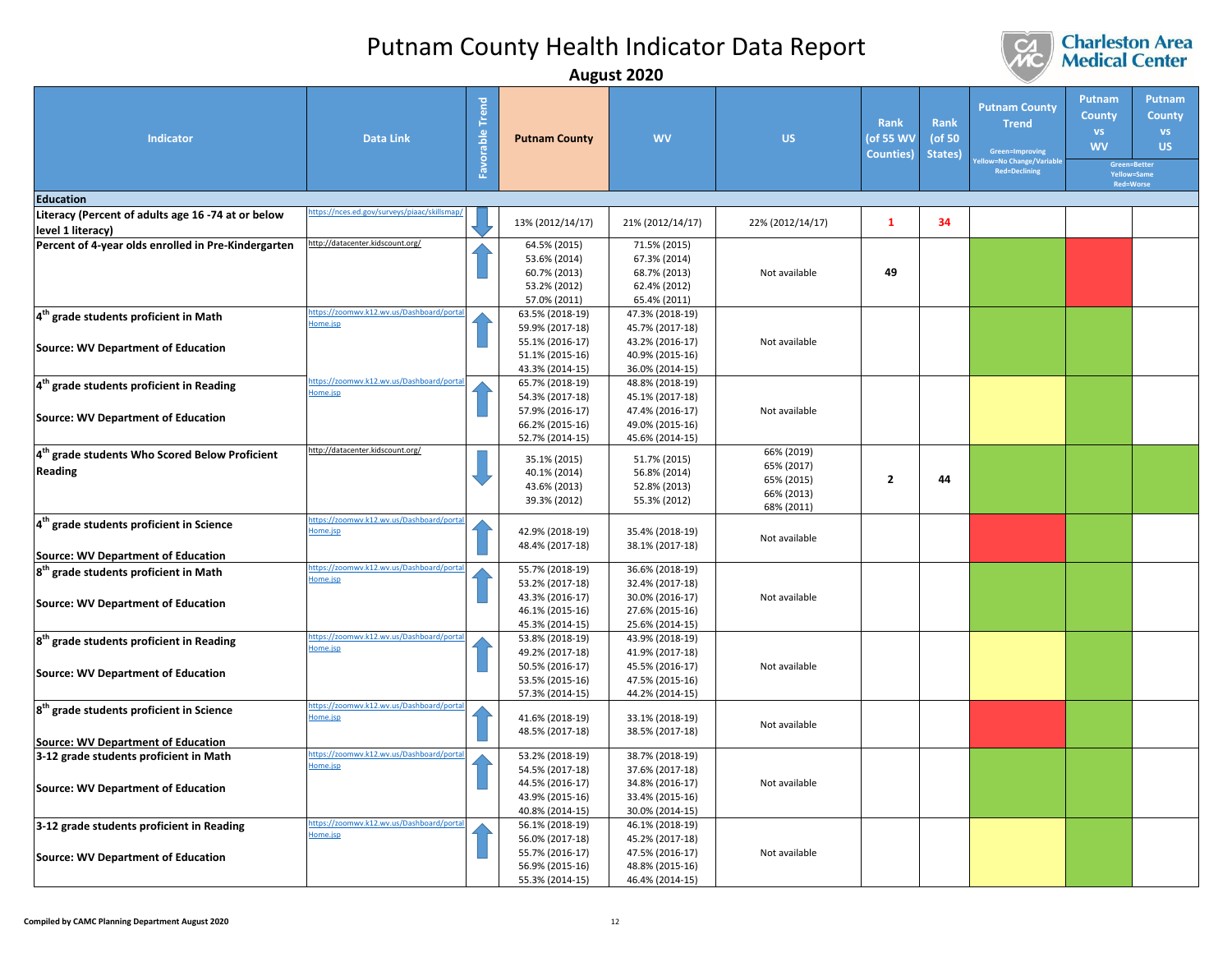# Putnam County Health Indicator Data Report

**August 2020**

Charleston Area Medical Center

| Indicator | Data Link | Favorable Trend | Putnam County | WV | US | Rank (of 55 WV Counties) | Rank (of 50 States) | Putnam County Trend (Green=Improving, Yellow=No Change/Variable, Red=Declining) | Putnam County vs WV (Green=Better, Yellow=Same, Red=Worse) | Putnam County vs US (Green=Better, Yellow=Same, Red=Worse) |
|---|---|---|---|---|---|---|---|---|---|---|
| **Education** | | | | | | | | | | |
| **Literacy (Percent of adults age 16 -74 at or below level 1 literacy)** | https://nces.ed.gov/surveys/piaac/skillsmap/ | ↓ | 13% (2012/14/17) | 21% (2012/14/17) | 22% (2012/14/17) | 1 | 34 | | | |
| **Percent of 4-year olds enrolled in Pre-Kindergarten** | http://datacenter.kidscount.org/ | ↑ | 64.5% (2015)<br>53.6% (2014)<br>60.7% (2013)<br>53.2% (2012)<br>57.0% (2011) | 71.5% (2015)<br>67.3% (2014)<br>68.7% (2013)<br>62.4% (2012)<br>65.4% (2011) | Not available | 49 | | Green | Red | |
| **4th grade students proficient in Math**<br><br>**Source: WV Department of Education** | https://zoomwv.k12.wv.us/Dashboard/portalHome.jsp | ↑ | 63.5% (2018-19)<br>59.9% (2017-18)<br>55.1% (2016-17)<br>51.1% (2015-16)<br>43.3% (2014-15) | 47.3% (2018-19)<br>45.7% (2017-18)<br>43.2% (2016-17)<br>40.9% (2015-16)<br>36.0% (2014-15) | Not available | | | Green | Green | |
| **4th grade students proficient in Reading**<br><br>**Source: WV Department of Education** | https://zoomwv.k12.wv.us/Dashboard/portalHome.jsp | ↑ | 65.7% (2018-19)<br>54.3% (2017-18)<br>57.9% (2016-17)<br>66.2% (2015-16)<br>52.7% (2014-15) | 48.8% (2018-19)<br>45.1% (2017-18)<br>47.4% (2016-17)<br>49.0% (2015-16)<br>45.6% (2014-15) | Not available | | | Yellow | Green | |
| **4th grade students Who Scored Below Proficient Reading** | http://datacenter.kidscount.org/ | ↓ | 35.1% (2015)<br>40.1% (2014)<br>43.6% (2013)<br>39.3% (2012) | 51.7% (2015)<br>56.8% (2014)<br>52.8% (2013)<br>55.3% (2012) | 66% (2019)<br>65% (2017)<br>65% (2015)<br>66% (2013)<br>68% (2011) | 2 | 44 | Green | Green | Green |
| **4th grade students proficient in Science**<br><br>**Source: WV Department of Education** | https://zoomwv.k12.wv.us/Dashboard/portalHome.jsp | ↑ | 42.9% (2018-19)<br>48.4% (2017-18) | 35.4% (2018-19)<br>38.1% (2017-18) | Not available | | | Red | Green | |
| **8th grade students proficient in Math**<br><br>**Source: WV Department of Education** | https://zoomwv.k12.wv.us/Dashboard/portalHome.jsp | ↑ | 55.7% (2018-19)<br>53.2% (2017-18)<br>43.3% (2016-17)<br>46.1% (2015-16)<br>45.3% (2014-15) | 36.6% (2018-19)<br>32.4% (2017-18)<br>30.0% (2016-17)<br>27.6% (2015-16)<br>25.6% (2014-15) | Not available | | | Green | Green | |
| **8th grade students proficient in Reading**<br><br>**Source: WV Department of Education** | https://zoomwv.k12.wv.us/Dashboard/portalHome.jsp | ↑ | 53.8% (2018-19)<br>49.2% (2017-18)<br>50.5% (2016-17)<br>53.5% (2015-16)<br>57.3% (2014-15) | 43.9% (2018-19)<br>41.9% (2017-18)<br>45.5% (2016-17)<br>47.5% (2015-16)<br>44.2% (2014-15) | Not available | | | Yellow | Green | |
| **8th grade students proficient in Science**<br><br>**Source: WV Department of Education** | https://zoomwv.k12.wv.us/Dashboard/portalHome.jsp | ↑ | 41.6% (2018-19)<br>48.5% (2017-18) | 33.1% (2018-19)<br>38.5% (2017-18) | Not available | | | Red | Green | |
| **3-12 grade students proficient in Math**<br><br>**Source: WV Department of Education** | https://zoomwv.k12.wv.us/Dashboard/portalHome.jsp | ↑ | 53.2% (2018-19)<br>54.5% (2017-18)<br>44.5% (2016-17)<br>43.9% (2015-16)<br>40.8% (2014-15) | 38.7% (2018-19)<br>37.6% (2017-18)<br>34.8% (2016-17)<br>33.4% (2015-16)<br>30.0% (2014-15) | Not available | | | Green | Green | |
| **3-12 grade students proficient in Reading**<br><br>**Source: WV Department of Education** | https://zoomwv.k12.wv.us/Dashboard/portalHome.jsp | ↑ | 56.1% (2018-19)<br>56.0% (2017-18)<br>55.7% (2016-17)<br>56.9% (2015-16)<br>55.3% (2014-15) | 46.1% (2018-19)<br>45.2% (2017-18)<br>47.5% (2016-17)<br>48.8% (2015-16)<br>46.4% (2014-15) | Not available | | | Yellow | Green | |

Compiled by CAMC Planning Department August 2020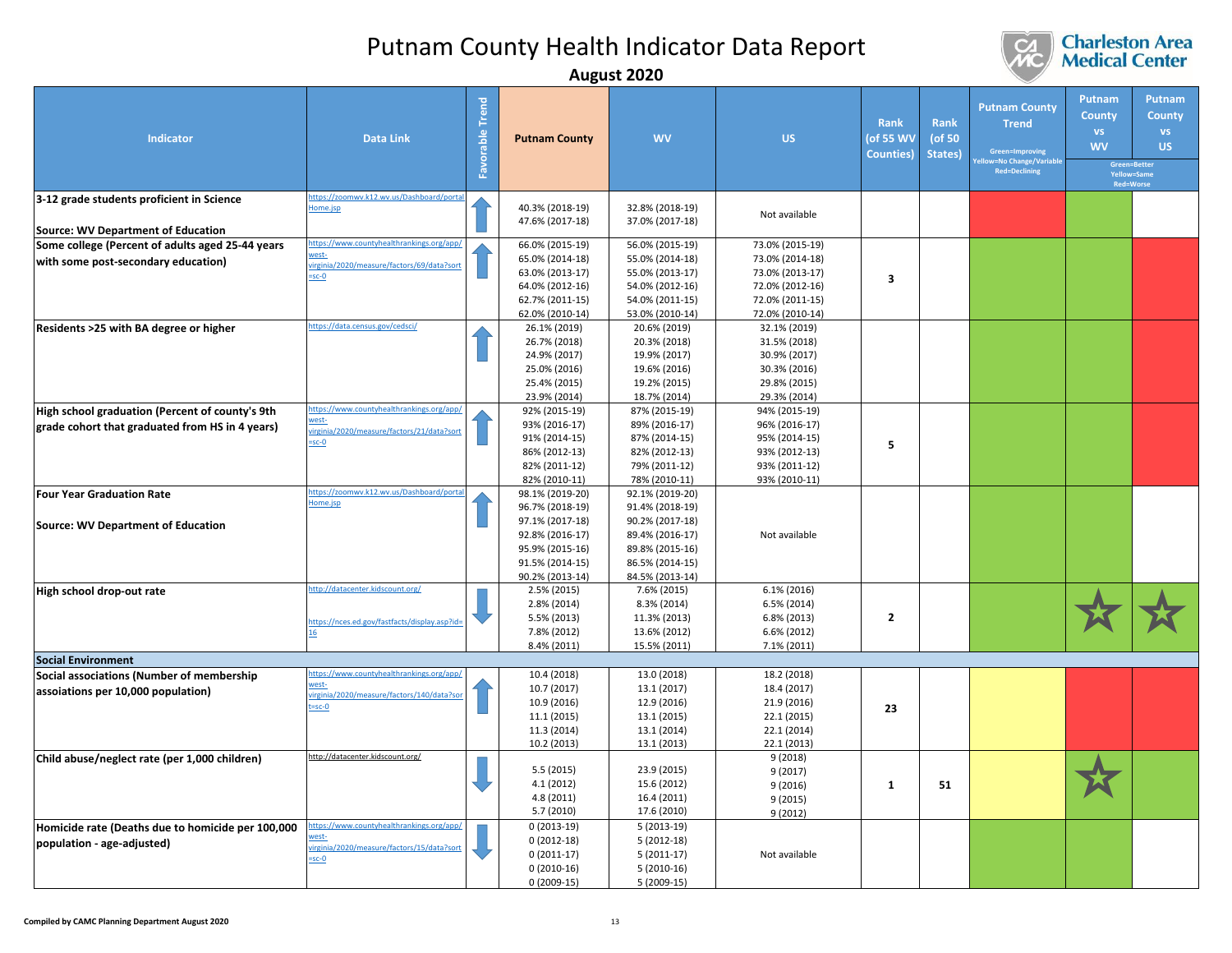# Putnam County Health Indicator Data Report

**August 2020**

Charleston Area Medical Center

| Indicator | Data Link | Favorable Trend | Putnam County | WV | US | Rank (of 55 WV Counties) | Rank (of 50 States) | Putnam County Trend (Green=Improving, Yellow=No Change/Variable, Red=Declining) | Putnam County vs WV (Green=Better, Yellow=Same, Red=Worse) | Putnam County vs US (Green=Better, Yellow=Same, Red=Worse) |
|---|---|---|---|---|---|---|---|---|---|---|
| **3-12 grade students proficient in Science**<br><br>**Source: WV Department of Education** | https://zoomwv.k12.wv.us/Dashboard/portalHome.jsp | ↑ | 40.3% (2018-19)<br>47.6% (2017-18) | 32.8% (2018-19)<br>37.0% (2017-18) | Not available | | | Red | Green | |
| **Some college (Percent of adults aged 25-44 years with some post-secondary education)** | https://www.countyhealthrankings.org/app/west-virginia/2020/measure/factors/69/data?sort=sc-0 | ↑ | 66.0% (2015-19)<br>65.0% (2014-18)<br>63.0% (2013-17)<br>64.0% (2012-16)<br>62.7% (2011-15)<br>62.0% (2010-14) | 56.0% (2015-19)<br>55.0% (2014-18)<br>55.0% (2013-17)<br>54.0% (2012-16)<br>54.0% (2011-15)<br>53.0% (2010-14) | 73.0% (2015-19)<br>73.0% (2014-18)<br>73.0% (2013-17)<br>72.0% (2012-16)<br>72.0% (2011-15)<br>72.0% (2010-14) | 3 | | Green | Green | Red |
| **Residents >25 with BA degree or higher** | https://data.census.gov/cedsci/ | ↑ | 26.1% (2019)<br>26.7% (2018)<br>24.9% (2017)<br>25.0% (2016)<br>25.4% (2015)<br>23.9% (2014) | 20.6% (2019)<br>20.3% (2018)<br>19.9% (2017)<br>19.6% (2016)<br>19.2% (2015)<br>18.7% (2014) | 32.1% (2019)<br>31.5% (2018)<br>30.9% (2017)<br>30.3% (2016)<br>29.8% (2015)<br>29.3% (2014) | | | Green | Green | Red |
| **High school graduation (Percent of county's 9th grade cohort that graduated from HS in 4 years)** | https://www.countyhealthrankings.org/app/west-virginia/2020/measure/factors/21/data?sort=sc-0 | ↑ | 92% (2015-19)<br>93% (2016-17)<br>91% (2014-15)<br>86% (2012-13)<br>82% (2011-12)<br>82% (2010-11) | 87% (2015-19)<br>89% (2016-17)<br>87% (2014-15)<br>82% (2012-13)<br>79% (2011-12)<br>78% (2010-11) | 94% (2015-19)<br>96% (2016-17)<br>95% (2014-15)<br>93% (2012-13)<br>93% (2011-12)<br>93% (2010-11) | 5 | | Green | Green | Red |
| **Four Year Graduation Rate**<br><br>**Source: WV Department of Education** | https://zoomwv.k12.wv.us/Dashboard/portalHome.jsp | ↑ | 98.1% (2019-20)<br>96.7% (2018-19)<br>97.1% (2017-18)<br>92.8% (2016-17)<br>95.9% (2015-16)<br>91.5% (2014-15)<br>90.2% (2013-14) | 92.1% (2019-20)<br>91.4% (2018-19)<br>90.2% (2017-18)<br>89.4% (2016-17)<br>89.8% (2015-16)<br>86.5% (2014-15)<br>84.5% (2013-14) | Not available | | | Green | Green | |
| **High school drop-out rate** | http://datacenter.kidscount.org/<br><br>https://nces.ed.gov/fastfacts/display.asp?id=16 | ↓ | 2.5% (2015)<br>2.8% (2014)<br>5.5% (2013)<br>7.8% (2012)<br>8.4% (2011) | 7.6% (2015)<br>8.3% (2014)<br>11.3% (2013)<br>13.6% (2012)<br>15.5% (2011) | 6.1% (2016)<br>6.5% (2014)<br>6.8% (2013)<br>6.6% (2012)<br>7.1% (2011) | 2 | | Green | Green ☆ | Green ☆ |
| **Social Environment** | | | | | | | | | | |
| **Social associations (Number of membership assoiations per 10,000 population)** | https://www.countyhealthrankings.org/app/west-virginia/2020/measure/factors/140/data?sort=sc-0 | ↑ | 10.4 (2018)<br>10.7 (2017)<br>10.9 (2016)<br>11.1 (2015)<br>11.3 (2014)<br>10.2 (2013) | 13.0 (2018)<br>13.1 (2017)<br>12.9 (2016)<br>13.1 (2015)<br>13.1 (2014)<br>13.1 (2013) | 18.2 (2018)<br>18.4 (2017)<br>21.9 (2016)<br>22.1 (2015)<br>22.1 (2014)<br>22.1 (2013) | 23 | | Yellow | Red | Red |
| **Child abuse/neglect rate (per 1,000 children)** | http://datacenter.kidscount.org/ | ↓ | 5.5 (2015)<br>4.1 (2012)<br>4.8 (2011)<br>5.7 (2010) | 23.9 (2015)<br>15.6 (2012)<br>16.4 (2011)<br>17.6 (2010) | 9 (2018)<br>9 (2017)<br>9 (2016)<br>9 (2015)<br>9 (2012) | 1 | 51 | Yellow | Green ☆ | Green |
| **Homicide rate (Deaths due to homicide per 100,000 population - age-adjusted)** | https://www.countyhealthrankings.org/app/west-virginia/2020/measure/factors/15/data?sort=sc-0 | ↓ | 0 (2013-19)<br>0 (2012-18)<br>0 (2011-17)<br>0 (2010-16)<br>0 (2009-15) | 5 (2013-19)<br>5 (2012-18)<br>5 (2011-17)<br>5 (2010-16)<br>5 (2009-15) | Not available | | | Green | Green | |

Compiled by CAMC Planning Department August 2020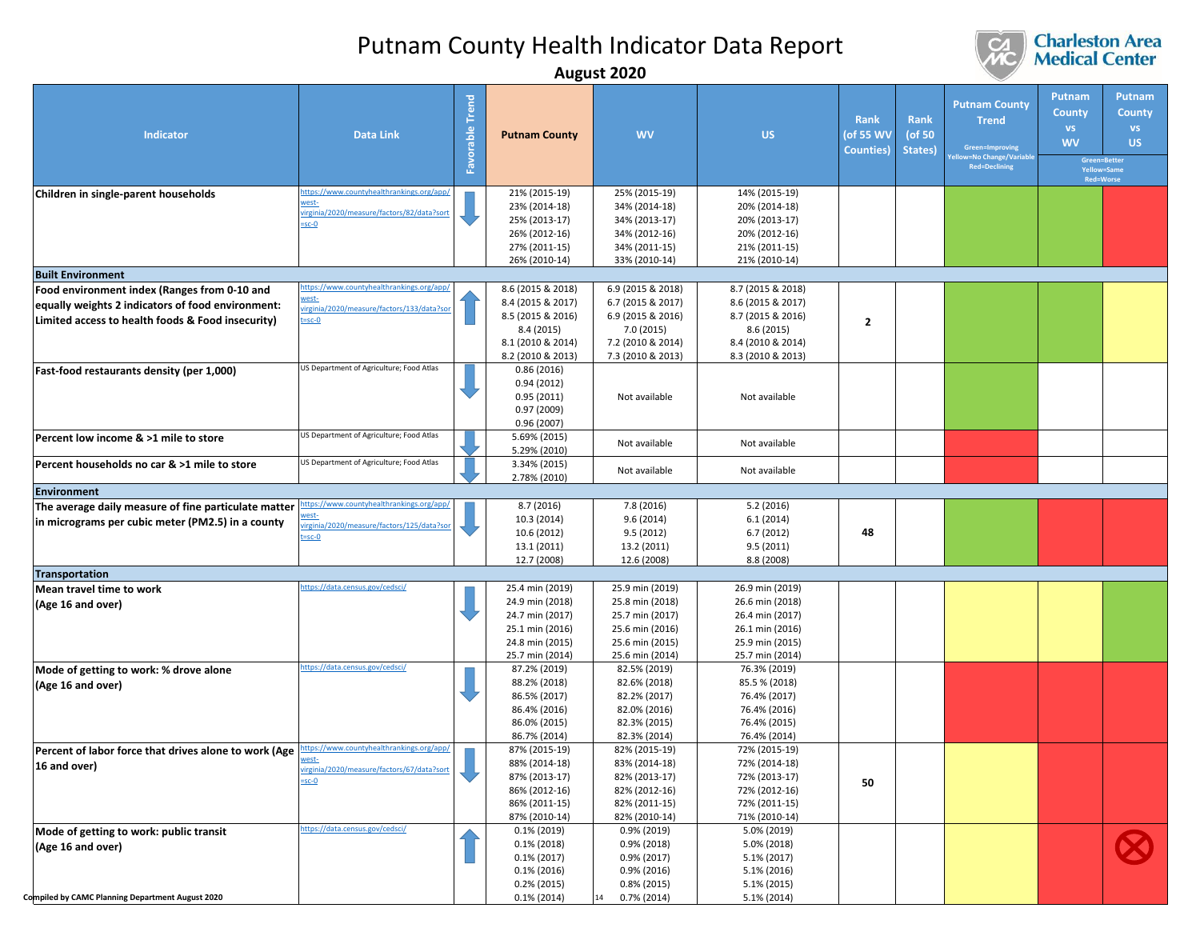# Putnam County Health Indicator Data Report

**August 2020**

Charleston Area Medical Center

| Indicator | Data Link | Favorable Trend | Putnam County | WV | US | Rank (of 55 WV Counties) | Rank (of 50 States) | Putnam County Trend (Green=Improving, Yellow=No Change/Variable, Red=Declining) | Putnam County vs WV (Green=Better, Yellow=Same, Red=Worse) | Putnam County vs US (Green=Better, Yellow=Same, Red=Worse) |
|---|---|---|---|---|---|---|---|---|---|---|
| **Children in single-parent households** | https://www.countyhealthrankings.org/app/west-virginia/2020/measure/factors/82/data?sort=sc-0 | ↓ | 21% (2015-19)<br>23% (2014-18)<br>25% (2013-17)<br>26% (2012-16)<br>27% (2011-15)<br>26% (2010-14) | 25% (2015-19)<br>34% (2014-18)<br>34% (2013-17)<br>34% (2012-16)<br>34% (2011-15)<br>33% (2010-14) | 14% (2015-19)<br>20% (2014-18)<br>20% (2013-17)<br>20% (2012-16)<br>21% (2011-15)<br>21% (2010-14) | | | Green | Green | Red |
| **Built Environment** | | | | | | | | | | |
| **Food environment index (Ranges from 0-10 and equally weights 2 indicators of food environment: Limited access to health foods & Food insecurity)** | https://www.countyhealthrankings.org/app/west-virginia/2020/measure/factors/133/data?sort=sc-0 | ↑ | 8.6 (2015 & 2018)<br>8.4 (2015 & 2017)<br>8.5 (2015 & 2016)<br>8.4 (2015)<br>8.1 (2010 & 2014)<br>8.2 (2010 & 2013) | 6.9 (2015 & 2018)<br>6.7 (2015 & 2017)<br>6.9 (2015 & 2016)<br>7.0 (2015)<br>7.2 (2010 & 2014)<br>7.3 (2010 & 2013) | 8.7 (2015 & 2018)<br>8.6 (2015 & 2017)<br>8.7 (2015 & 2016)<br>8.6 (2015)<br>8.4 (2010 & 2014)<br>8.3 (2010 & 2013) | 2 | | Green | Green | Yellow |
| **Fast-food restaurants density (per 1,000)** | US Department of Agriculture; Food Atlas | ↓ | 0.86 (2016)<br>0.94 (2012)<br>0.95 (2011)<br>0.97 (2009)<br>0.96 (2007) | Not available | Not available | | | Green | | |
| **Percent low income & >1 mile to store** | US Department of Agriculture; Food Atlas | ↓ | 5.69% (2015)<br>5.29% (2010) | Not available | Not available | | | Red | | |
| **Percent households no car & >1 mile to store** | US Department of Agriculture; Food Atlas | ↓ | 3.34% (2015)<br>2.78% (2010) | Not available | Not available | | | Red | | |
| **Environment** | | | | | | | | | | |
| **The average daily measure of fine particulate matter in micrograms per cubic meter (PM2.5) in a county** | https://www.countyhealthrankings.org/app/west-virginia/2020/measure/factors/125/data?sort=sc-0 | ↓ | 8.7 (2016)<br>10.3 (2014)<br>10.6 (2012)<br>13.1 (2011)<br>12.7 (2008) | 7.8 (2016)<br>9.6 (2014)<br>9.5 (2012)<br>13.2 (2011)<br>12.6 (2008) | 5.2 (2016)<br>6.1 (2014)<br>6.7 (2012)<br>9.5 (2011)<br>8.8 (2008) | 48 | | Green | Red | Red |
| **Transportation** | | | | | | | | | | |
| **Mean travel time to work (Age 16 and over)** | https://data.census.gov/cedsci/ | ↓ | 25.4 min (2019)<br>24.9 min (2018)<br>24.7 min (2017)<br>25.1 min (2016)<br>24.8 min (2015)<br>25.7 min (2014) | 25.9 min (2019)<br>25.8 min (2018)<br>25.7 min (2017)<br>25.6 min (2016)<br>25.6 min (2015)<br>25.6 min (2014) | 26.9 min (2019)<br>26.6 min (2018)<br>26.4 min (2017)<br>26.1 min (2016)<br>25.9 min (2015)<br>25.7 min (2014) | | | Yellow | Yellow | Green |
| **Mode of getting to work: % drove alone (Age 16 and over)** | https://data.census.gov/cedsci/ | ↓ | 87.2% (2019)<br>88.2% (2018)<br>86.5% (2017)<br>86.4% (2016)<br>86.0% (2015)<br>86.7% (2014) | 82.5% (2019)<br>82.6% (2018)<br>82.2% (2017)<br>82.0% (2016)<br>82.3% (2015)<br>82.3% (2014) | 76.3% (2019)<br>85.5 % (2018)<br>76.4% (2017)<br>76.4% (2016)<br>76.4% (2015)<br>76.4% (2014) | | | Red | Red | Red |
| **Percent of labor force that drives alone to work (Age 16 and over)** | https://www.countyhealthrankings.org/app/west-virginia/2020/measure/factors/67/data?sort=sc-0 | ↓ | 87% (2015-19)<br>88% (2014-18)<br>87% (2013-17)<br>86% (2012-16)<br>86% (2011-15)<br>87% (2010-14) | 82% (2015-19)<br>83% (2014-18)<br>82% (2013-17)<br>82% (2012-16)<br>82% (2011-15)<br>82% (2010-14) | 72% (2015-19)<br>72% (2014-18)<br>72% (2013-17)<br>72% (2012-16)<br>72% (2011-15)<br>71% (2010-14) | 50 | | Yellow | Red | Red |
| **Mode of getting to work: public transit (Age 16 and over)** | https://data.census.gov/cedsci/ | ↑ | 0.1% (2019)<br>0.1% (2018)<br>0.1% (2017)<br>0.1% (2016)<br>0.2% (2015)<br>0.1% (2014) | 0.9% (2019)<br>0.9% (2018)<br>0.9% (2017)<br>0.9% (2016)<br>0.8% (2015)<br>0.7% (2014) | 5.0% (2019)<br>5.0% (2018)<br>5.1% (2017)<br>5.1% (2016)<br>5.1% (2015)<br>5.1% (2014) | | | Yellow | Red | Red ⊗ |

Compiled by CAMC Planning Department August 2020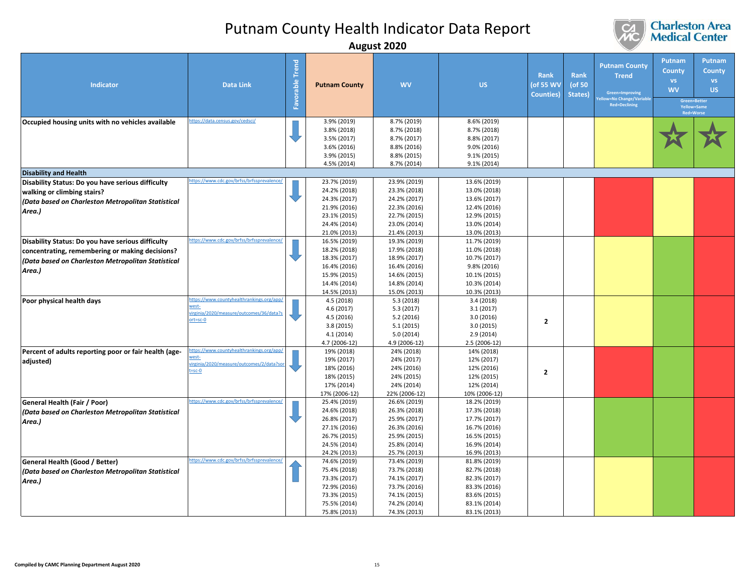# Putnam County Health Indicator Data Report

**August 2020**

| Indicator | Data Link | Favorable Trend | Putnam County | WV | US | Rank (of 55 WV Counties) | Rank (of 50 States) | Putnam County Trend (Green=Improving Yellow=No Change/Variable Red=Declining) | Putnam County vs WV (Green=Better Yellow=Same Red=Worse) | Putnam County vs US (Green=Better Yellow=Same Red=Worse) |
|---|---|---|---|---|---|---|---|---|---|---|
| **Occupied housing units with no vehicles available** | https://data.census.gov/cedsci/ | ↓ | 3.9% (2019)<br>3.8% (2018)<br>3.5% (2017)<br>3.6% (2016)<br>3.9% (2015)<br>4.5% (2014) | 8.7% (2019)<br>8.7% (2018)<br>8.7% (2017)<br>8.8% (2016)<br>8.8% (2015)<br>8.7% (2014) | 8.6% (2019)<br>8.7% (2018)<br>8.8% (2017)<br>9.0% (2016)<br>9.1% (2015)<br>9.1% (2014) | | | Yellow | Green ☆ | Green ☆ |
| **Disability and Health** | | | | | | | | | | |
| **Disability Status: Do you have serious difficulty walking or climbing stairs?** ***(Data based on Charleston Metropolitan Statistical Area.)*** | https://www.cdc.gov/brfss/brfssprevalence/ | ↓ | 23.7% (2019)<br>24.2% (2018)<br>24.3% (2017)<br>21.9% (2016)<br>23.1% (2015)<br>24.4% (2014)<br>21.0% (2013) | 23.9% (2019)<br>23.3% (2018)<br>24.2% (2017)<br>22.3% (2016)<br>22.7% (2015)<br>23.0% (2014)<br>21.4% (2013) | 13.6% (2019)<br>13.0% (2018)<br>13.6% (2017)<br>12.4% (2016)<br>12.9% (2015)<br>13.0% (2014)<br>13.0% (2013) | | | Red | Yellow | Red |
| **Disability Status: Do you have serious difficulty concentrating, remembering or making decisions?** ***(Data based on Charleston Metropolitan Statistical Area.)*** | https://www.cdc.gov/brfss/brfssprevalence/ | ↓ | 16.5% (2019)<br>18.2% (2018)<br>18.3% (2017)<br>16.4% (2016)<br>15.9% (2015)<br>14.4% (2014)<br>14.5% (2013) | 19.3% (2019)<br>17.9% (2018)<br>18.9% (2017)<br>16.4% (2016)<br>14.6% (2015)<br>14.8% (2014)<br>15.0% (2013) | 11.7% (2019)<br>11.0% (2018)<br>10.7% (2017)<br>9.8% (2016)<br>10.1% (2015)<br>10.3% (2014)<br>10.3% (2013) | | | Yellow | Green | Red |
| **Poor physical health days** | https://www.countyhealthrankings.org/app/west-virginia/2020/measure/outcomes/36/data?sort=sc-0 | ↓ | 4.5 (2018)<br>4.6 (2017)<br>4.5 (2016)<br>3.8 (2015)<br>4.1 (2014)<br>4.7 (2006-12) | 5.3 (2018)<br>5.3 (2017)<br>5.2 (2016)<br>5.1 (2015)<br>5.0 (2014)<br>4.9 (2006-12) | 3.4 (2018)<br>3.1 (2017)<br>3.0 (2016)<br>3.0 (2015)<br>2.9 (2014)<br>2.5 (2006-12) | 2 | | Yellow | Green | Red |
| **Percent of adults reporting poor or fair health (age-adjusted)** | https://www.countyhealthrankings.org/app/west-virginia/2020/measure/outcomes/2/data?sort=sc-0 | ↓ | 19% (2018)<br>19% (2017)<br>18% (2016)<br>18% (2015)<br>17% (2014)<br>17% (2006-12) | 24% (2018)<br>24% (2017)<br>24% (2016)<br>24% (2015)<br>24% (2014)<br>22% (2006-12) | 14% (2018)<br>12% (2017)<br>12% (2016)<br>12% (2015)<br>12% (2014)<br>10% (2006-12) | 2 | | Red | Green | Red |
| **General Health (Fair / Poor)** ***(Data based on Charleston Metropolitan Statistical Area.)*** | https://www.cdc.gov/brfss/brfssprevalence/ | ↓ | 25.4% (2019)<br>24.6% (2018)<br>26.8% (2017)<br>27.1% (2016)<br>26.7% (2015)<br>24.5% (2014)<br>24.2% (2013) | 26.6% (2019)<br>26.3% (2018)<br>25.9% (2017)<br>26.3% (2016)<br>25.9% (2015)<br>25.8% (2014)<br>25.7% (2013) | 18.2% (2019)<br>17.3% (2018)<br>17.7% (2017)<br>16.7% (2016)<br>16.5% (2015)<br>16.9% (2014)<br>16.9% (2013) | | | Green | Green | Red |
| **General Health (Good / Better)** ***(Data based on Charleston Metropolitan Statistical Area.)*** | https://www.cdc.gov/brfss/brfssprevalence/ | ↑ | 74.6% (2019)<br>75.4% (2018)<br>73.3% (2017)<br>72.9% (2016)<br>73.3% (2015)<br>75.5% (2014)<br>75.8% (2013) | 73.4% (2019)<br>73.7% (2018)<br>74.1% (2017)<br>73.7% (2016)<br>74.1% (2015)<br>74.2% (2014)<br>74.3% (2013) | 81.8% (2019)<br>82.7% (2018)<br>82.3% (2017)<br>83.3% (2016)<br>83.6% (2015)<br>83.1% (2014)<br>83.1% (2013) | | | Yellow | Green | Red |

Compiled by CAMC Planning Department August 2020